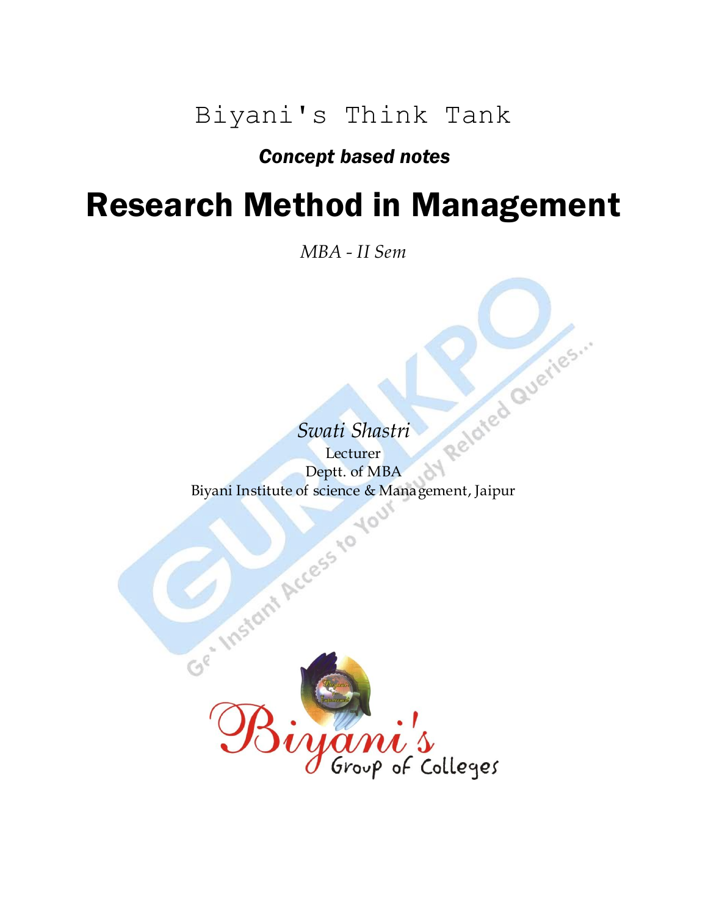# Biyani's Think Tank

***Concept based notes***

# Research Method in Management

*MBA - II Sem*

*Swati Shastri*

Lecturer

Deptt. of MBA

Biyani Institute of science & Management, Jaipur

Biyani's Group of Colleges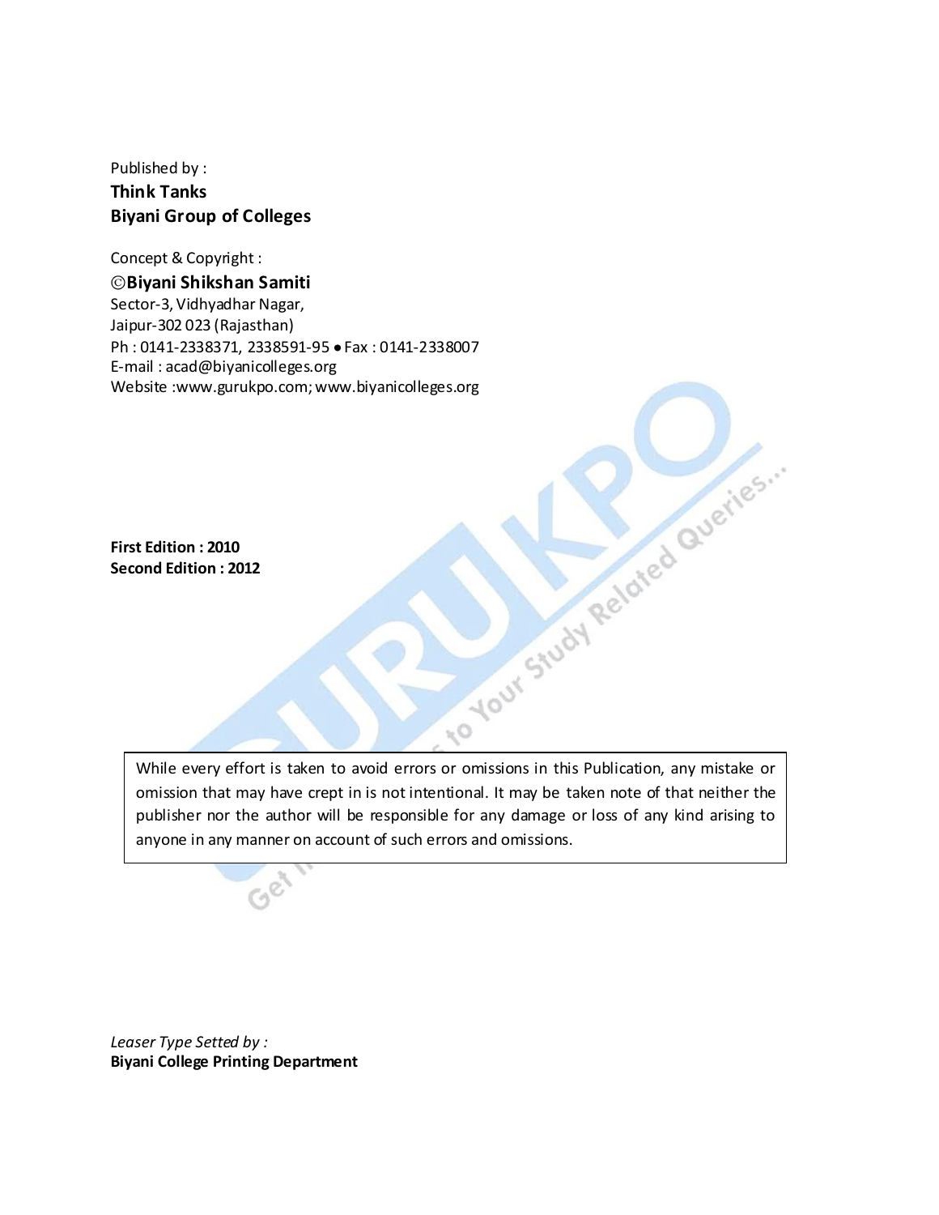Published by :

**Think Tanks**

**Biyani Group of Colleges**

Concept & Copyright :

©**Biyani Shikshan Samiti**

Sector-3, Vidhyadhar Nagar,
Jaipur-302 023 (Rajasthan)
Ph : 0141-2338371, 2338591-95 • Fax : 0141-2338007
E-mail : acad@biyanicolleges.org
Website :www.gurukpo.com; www.biyanicolleges.org

**First Edition : 2010**
**Second Edition : 2012**

| While every effort is taken to avoid errors or omissions in this Publication, any mistake or omission that may have crept in is not intentional. It may be taken note of that neither the publisher nor the author will be responsible for any damage or loss of any kind arising to anyone in any manner on account of such errors and omissions. |
|---|

*Leaser Type Setted by :*
**Biyani College Printing Department**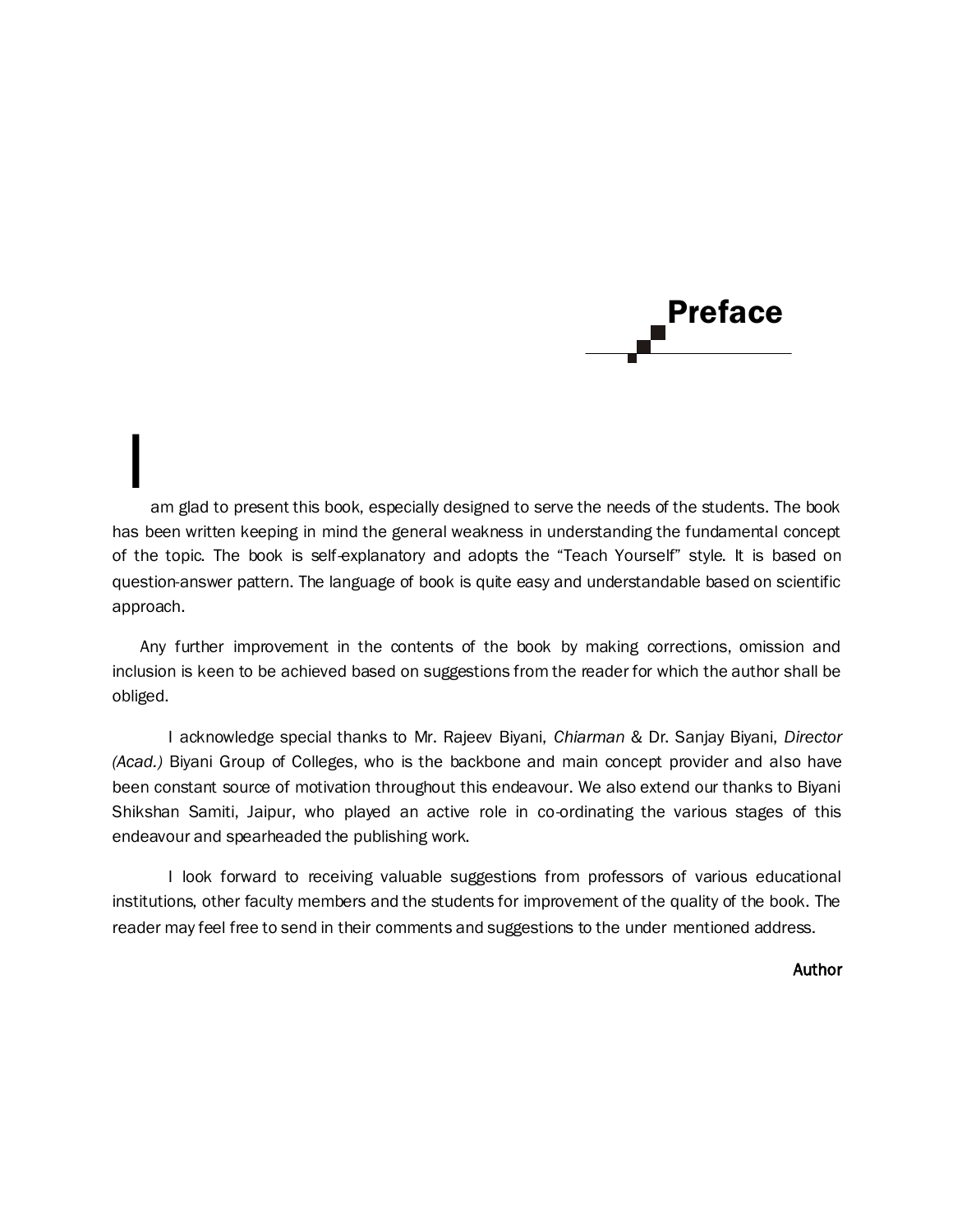# Preface

I am glad to present this book, especially designed to serve the needs of the students. The book has been written keeping in mind the general weakness in understanding the fundamental concept of the topic. The book is self-explanatory and adopts the "Teach Yourself" style. It is based on question-answer pattern. The language of book is quite easy and understandable based on scientific approach.

Any further improvement in the contents of the book by making corrections, omission and inclusion is keen to be achieved based on suggestions from the reader for which the author shall be obliged.

I acknowledge special thanks to Mr. Rajeev Biyani, *Chiarman* & Dr. Sanjay Biyani, *Director (Acad.)* Biyani Group of Colleges, who is the backbone and main concept provider and also have been constant source of motivation throughout this endeavour. We also extend our thanks to Biyani Shikshan Samiti, Jaipur, who played an active role in co-ordinating the various stages of this endeavour and spearheaded the publishing work.

I look forward to receiving valuable suggestions from professors of various educational institutions, other faculty members and the students for improvement of the quality of the book. The reader may feel free to send in their comments and suggestions to the under mentioned address.

**Author**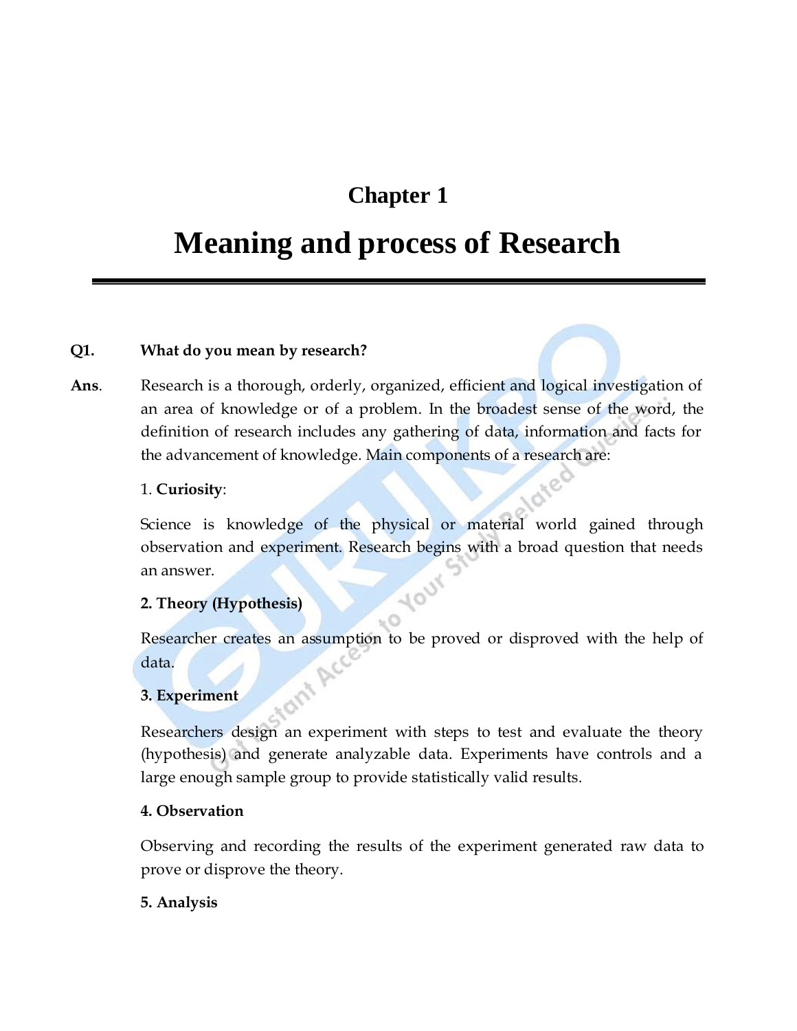# Chapter 1

# Meaning and process of Research

**Q1. What do you mean by research?**

**Ans.** Research is a thorough, orderly, organized, efficient and logical investigation of an area of knowledge or of a problem. In the broadest sense of the word, the definition of research includes any gathering of data, information and facts for the advancement of knowledge. Main components of a research are:

1. **Curiosity**:

Science is knowledge of the physical or material world gained through observation and experiment. Research begins with a broad question that needs an answer.

**2. Theory (Hypothesis)**

Researcher creates an assumption to be proved or disproved with the help of data.

**3. Experiment**

Researchers design an experiment with steps to test and evaluate the theory (hypothesis) and generate analyzable data. Experiments have controls and a large enough sample group to provide statistically valid results.

**4. Observation**

Observing and recording the results of the experiment generated raw data to prove or disprove the theory.

**5. Analysis**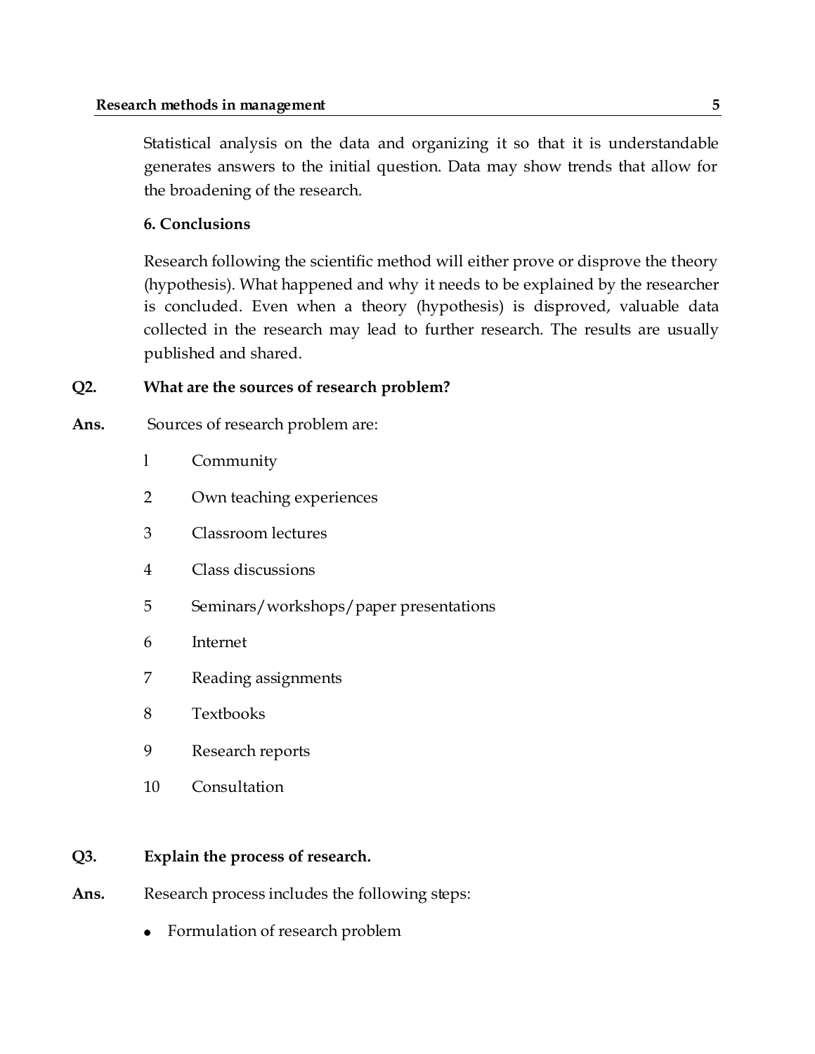Statistical analysis on the data and organizing it so that it is understandable generates answers to the initial question. Data may show trends that allow for the broadening of the research.

**6. Conclusions**

Research following the scientific method will either prove or disprove the theory (hypothesis). What happened and why it needs to be explained by the researcher is concluded. Even when a theory (hypothesis) is disproved, valuable data collected in the research may lead to further research. The results are usually published and shared.

**Q2. What are the sources of research problem?**

**Ans.** Sources of research problem are:

1. Community
2. Own teaching experiences
3. Classroom lectures
4. Class discussions
5. Seminars/workshops/paper presentations
6. Internet
7. Reading assignments
8. Textbooks
9. Research reports
10. Consultation

**Q3. Explain the process of research.**

**Ans.** Research process includes the following steps:

- Formulation of research problem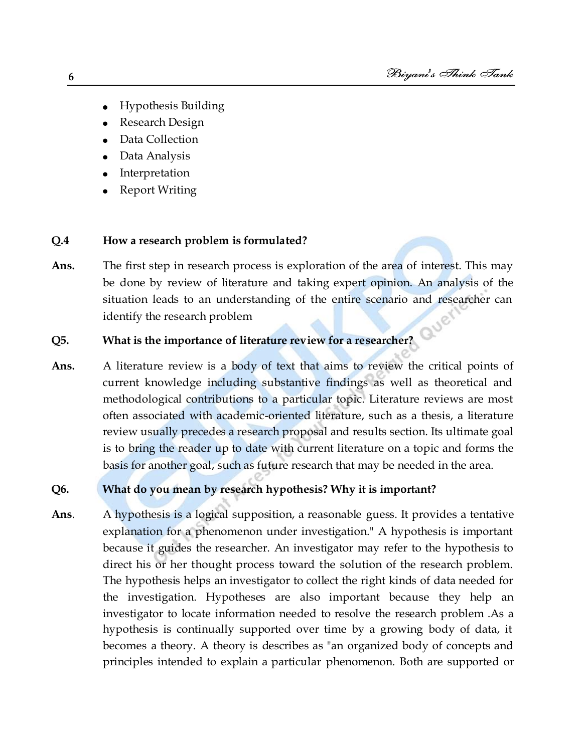- Hypothesis Building
- Research Design
- Data Collection
- Data Analysis
- Interpretation
- Report Writing

**Q.4 How a research problem is formulated?**

**Ans.** The first step in research process is exploration of the area of interest. This may be done by review of literature and taking expert opinion. An analysis of the situation leads to an understanding of the entire scenario and researcher can identify the research problem

**Q5. What is the importance of literature review for a researcher?**

**Ans.** A literature review is a body of text that aims to review the critical points of current knowledge including substantive findings as well as theoretical and methodological contributions to a particular topic. Literature reviews are most often associated with academic-oriented literature, such as a thesis, a literature review usually precedes a research proposal and results section. Its ultimate goal is to bring the reader up to date with current literature on a topic and forms the basis for another goal, such as future research that may be needed in the area.

**Q6. What do you mean by research hypothesis? Why it is important?**

**Ans**. A hypothesis is a logical supposition, a reasonable guess. It provides a tentative explanation for a phenomenon under investigation." A hypothesis is important because it guides the researcher. An investigator may refer to the hypothesis to direct his or her thought process toward the solution of the research problem. The hypothesis helps an investigator to collect the right kinds of data needed for the investigation. Hypotheses are also important because they help an investigator to locate information needed to resolve the research problem .As a hypothesis is continually supported over time by a growing body of data, it becomes a theory. A theory is describes as "an organized body of concepts and principles intended to explain a particular phenomenon. Both are supported or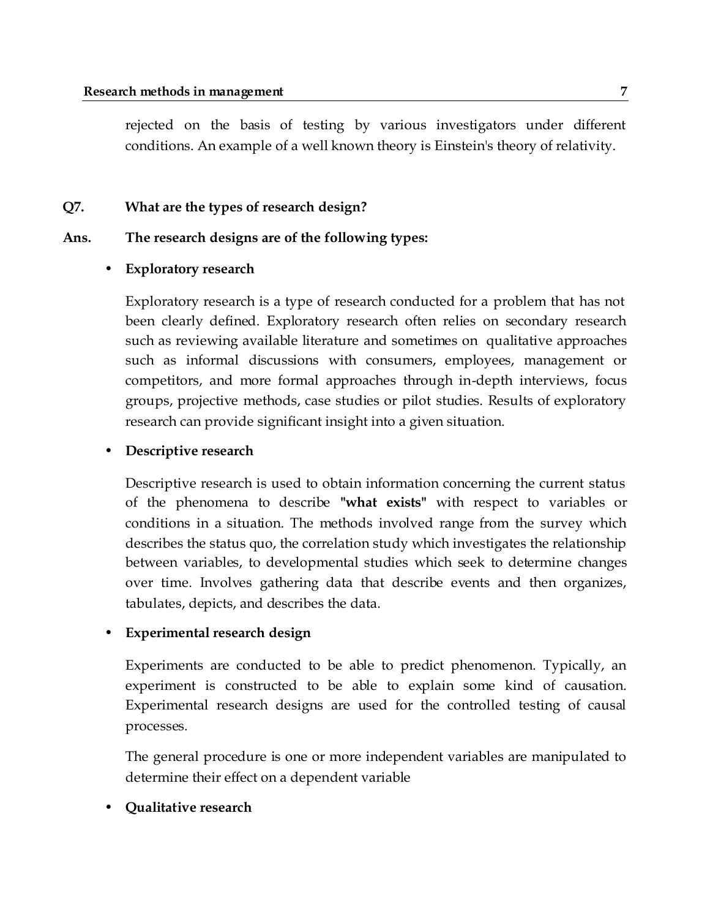rejected on the basis of testing by various investigators under different conditions. An example of a well known theory is Einstein's theory of relativity.

**Q7. What are the types of research design?**

**Ans. The research designs are of the following types:**

- **Exploratory research**

  Exploratory research is a type of research conducted for a problem that has not been clearly defined. Exploratory research often relies on secondary research such as reviewing available literature and sometimes on qualitative approaches such as informal discussions with consumers, employees, management or competitors, and more formal approaches through in-depth interviews, focus groups, projective methods, case studies or pilot studies. Results of exploratory research can provide significant insight into a given situation.

- **Descriptive research**

  Descriptive research is used to obtain information concerning the current status of the phenomena to describe **"what exists"** with respect to variables or conditions in a situation. The methods involved range from the survey which describes the status quo, the correlation study which investigates the relationship between variables, to developmental studies which seek to determine changes over time. Involves gathering data that describe events and then organizes, tabulates, depicts, and describes the data.

- **Experimental research design**

  Experiments are conducted to be able to predict phenomenon. Typically, an experiment is constructed to be able to explain some kind of causation. Experimental research designs are used for the controlled testing of causal processes.

  The general procedure is one or more independent variables are manipulated to determine their effect on a dependent variable

- **Qualitative research**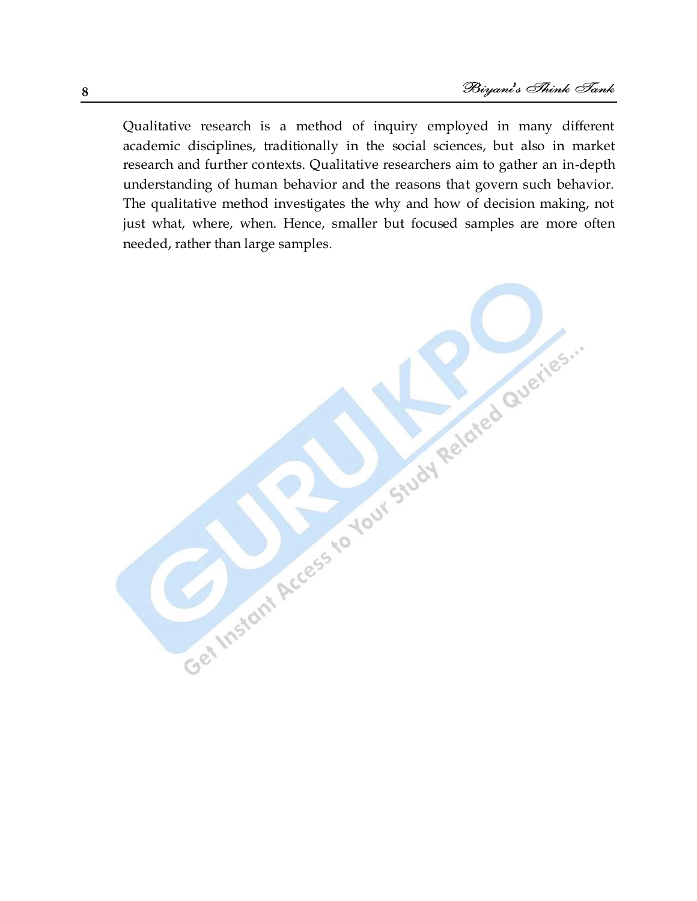Qualitative research is a method of inquiry employed in many different academic disciplines, traditionally in the social sciences, but also in market research and further contexts. Qualitative researchers aim to gather an in-depth understanding of human behavior and the reasons that govern such behavior. The qualitative method investigates the why and how of decision making, not just what, where, when. Hence, smaller but focused samples are more often needed, rather than large samples.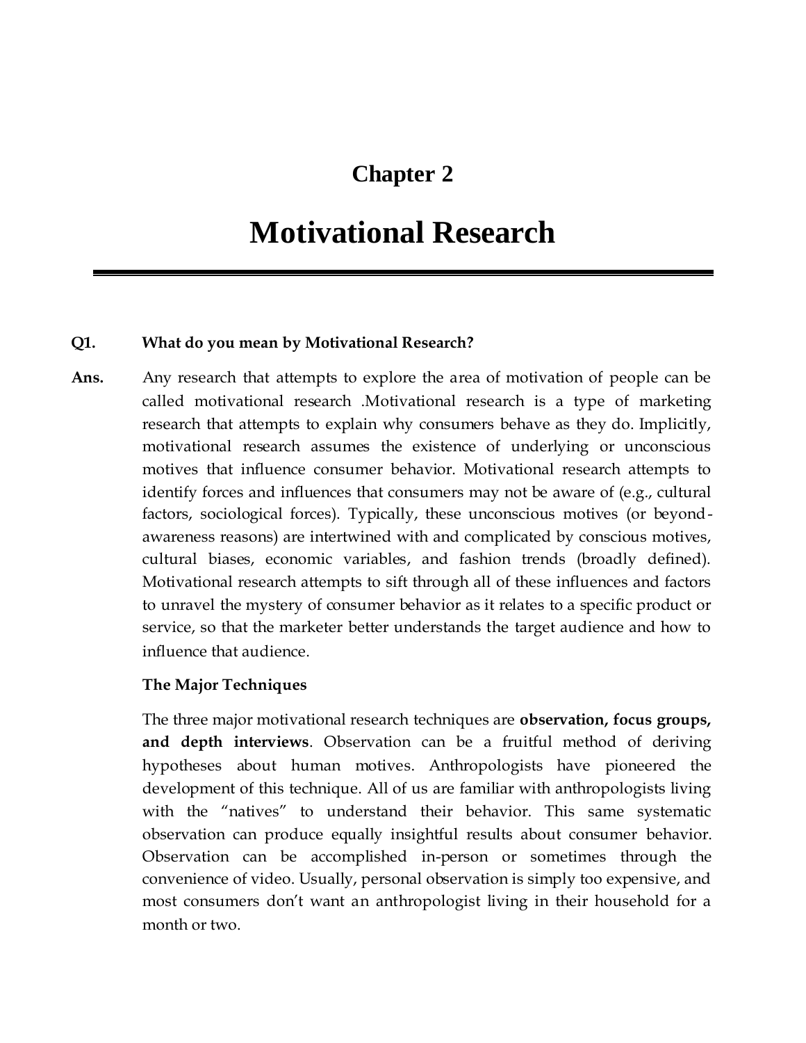# Chapter 2

# Motivational Research

**Q1. What do you mean by Motivational Research?**

**Ans.** Any research that attempts to explore the area of motivation of people can be called motivational research .Motivational research is a type of marketing research that attempts to explain why consumers behave as they do. Implicitly, motivational research assumes the existence of underlying or unconscious motives that influence consumer behavior. Motivational research attempts to identify forces and influences that consumers may not be aware of (e.g., cultural factors, sociological forces). Typically, these unconscious motives (or beyond-awareness reasons) are intertwined with and complicated by conscious motives, cultural biases, economic variables, and fashion trends (broadly defined). Motivational research attempts to sift through all of these influences and factors to unravel the mystery of consumer behavior as it relates to a specific product or service, so that the marketer better understands the target audience and how to influence that audience.

**The Major Techniques**

The three major motivational research techniques are **observation, focus groups, and depth interviews**. Observation can be a fruitful method of deriving hypotheses about human motives. Anthropologists have pioneered the development of this technique. All of us are familiar with anthropologists living with the "natives" to understand their behavior. This same systematic observation can produce equally insightful results about consumer behavior. Observation can be accomplished in-person or sometimes through the convenience of video. Usually, personal observation is simply too expensive, and most consumers don't want an anthropologist living in their household for a month or two.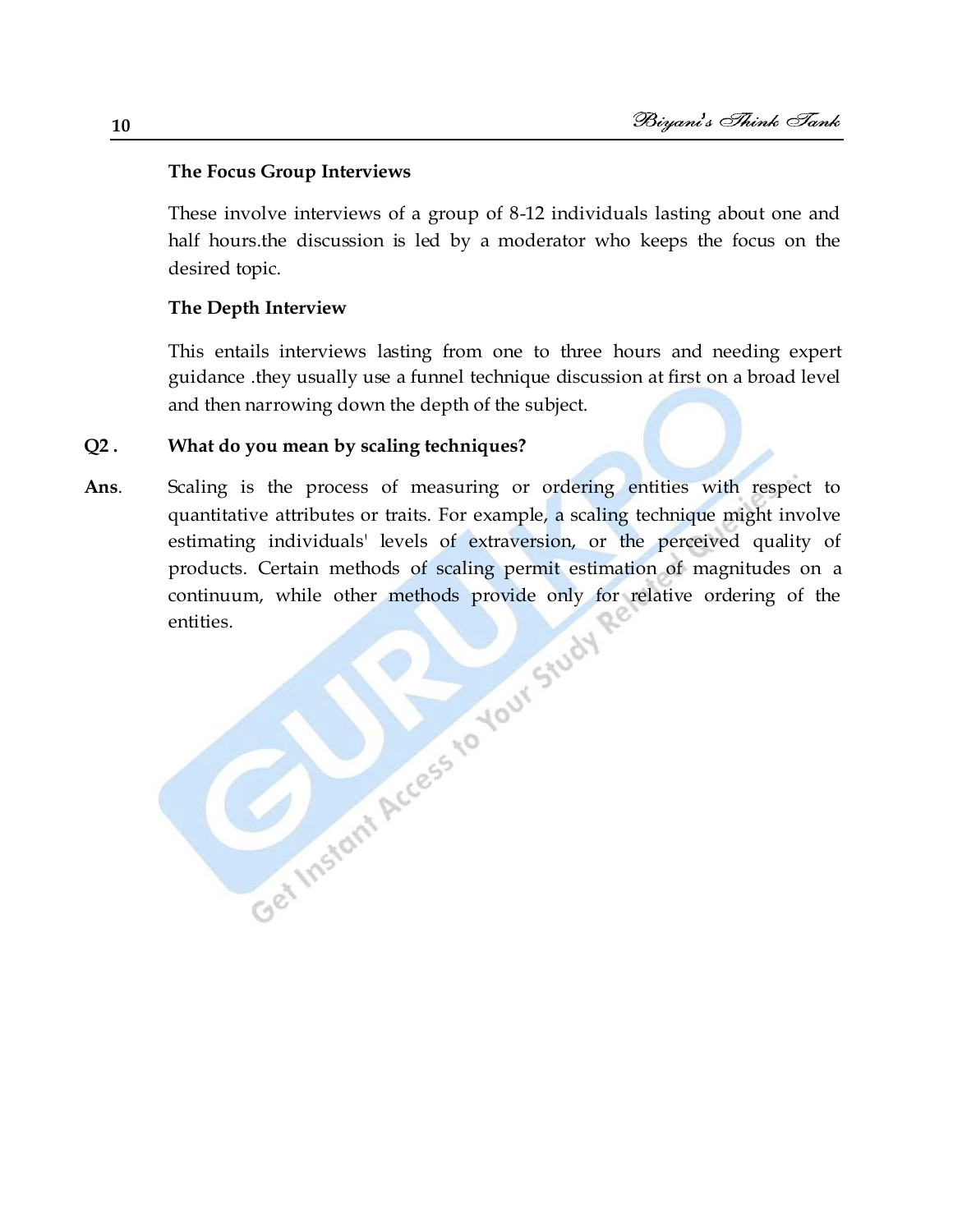**The Focus Group Interviews**

These involve interviews of a group of 8-12 individuals lasting about one and half hours.the discussion is led by a moderator who keeps the focus on the desired topic.

**The Depth Interview**

This entails interviews lasting from one to three hours and needing expert guidance .they usually use a funnel technique discussion at first on a broad level and then narrowing down the depth of the subject.

**Q2 . What do you mean by scaling techniques?**

**Ans**. Scaling is the process of measuring or ordering entities with respect to quantitative attributes or traits. For example, a scaling technique might involve estimating individuals' levels of extraversion, or the perceived quality of products. Certain methods of scaling permit estimation of magnitudes on a continuum, while other methods provide only for relative ordering of the entities.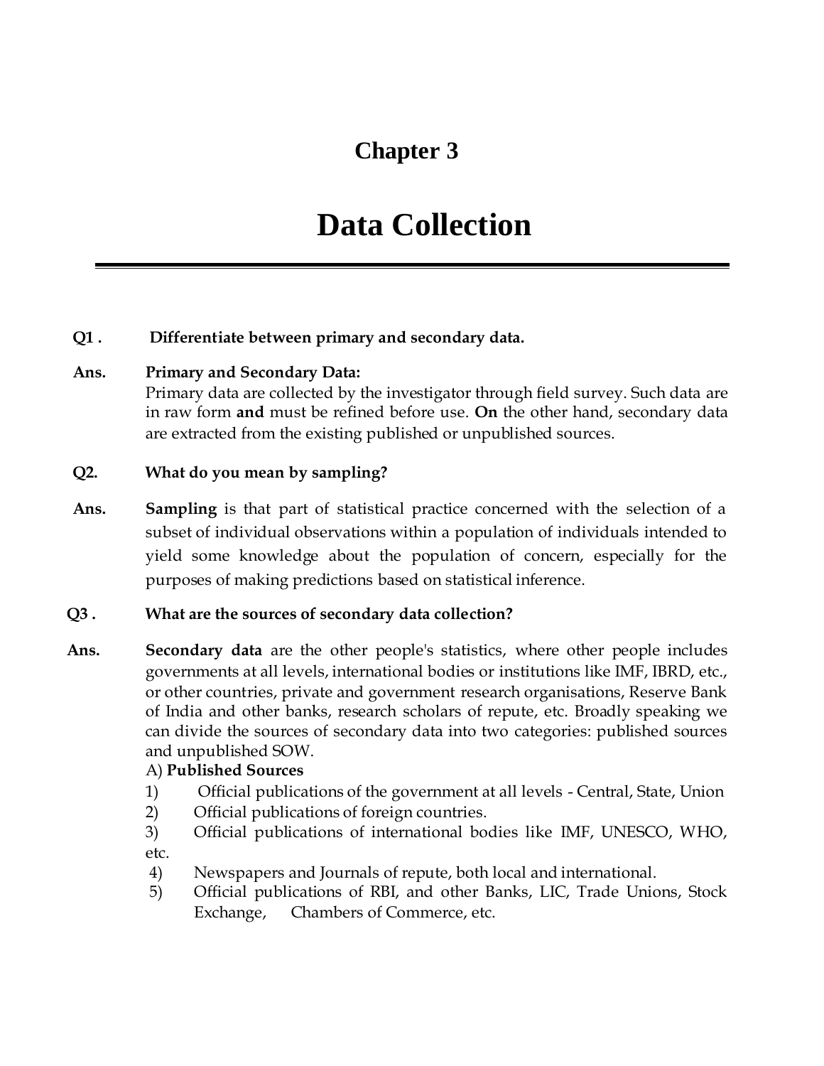# Chapter 3

# Data Collection

**Q1 . Differentiate between primary and secondary data.**

**Ans. Primary and Secondary Data:**

Primary data are collected by the investigator through field survey. Such data are in raw form **and** must be refined before use. **On** the other hand, secondary data are extracted from the existing published or unpublished sources.

**Q2. What do you mean by sampling?**

**Ans.** **Sampling** is that part of statistical practice concerned with the selection of a subset of individual observations within a population of individuals intended to yield some knowledge about the population of concern, especially for the purposes of making predictions based on statistical inference.

**Q3 . What are the sources of secondary data collection?**

**Ans.** **Secondary data** are the other people's statistics, where other people includes governments at all levels, international bodies or institutions like IMF, IBRD, etc., or other countries, private and government research organisations, Reserve Bank of India and other banks, research scholars of repute, etc. Broadly speaking we can divide the sources of secondary data into two categories: published sources and unpublished SOW.

A) **Published Sources**

1) Official publications of the government at all levels - Central, State, Union
2) Official publications of foreign countries.
3) Official publications of international bodies like IMF, UNESCO, WHO, etc.
4) Newspapers and Journals of repute, both local and international.
5) Official publications of RBI, and other Banks, LIC, Trade Unions, Stock Exchange, Chambers of Commerce, etc.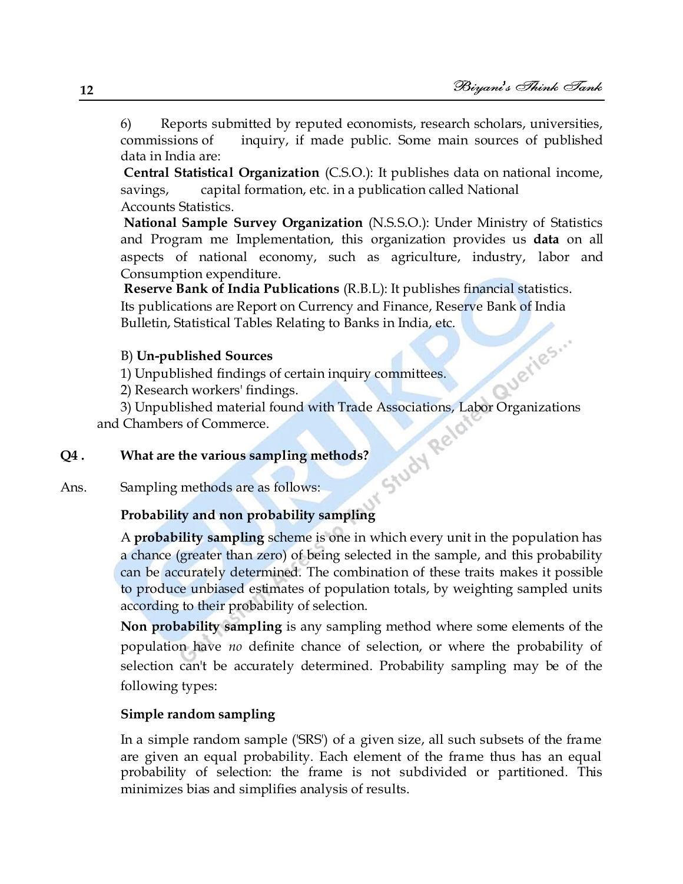6) Reports submitted by reputed economists, research scholars, universities, commissions of inquiry, if made public. Some main sources of published data in India are:

**Central Statistical Organization** (C.S.O.): It publishes data on national income, savings, capital formation, etc. in a publication called National Accounts Statistics.

**National Sample Survey Organization** (N.S.S.O.): Under Ministry of Statistics and Program me Implementation, this organization provides us **data** on all aspects of national economy, such as agriculture, industry, labor and Consumption expenditure.

**Reserve Bank of India Publications** (R.B.I.): It publishes financial statistics. Its publications are Report on Currency and Finance, Reserve Bank of India Bulletin, Statistical Tables Relating to Banks in India, etc.

B) **Un-published Sources**

1) Unpublished findings of certain inquiry committees.

2) Research workers' findings.

3) Unpublished material found with Trade Associations, Labor Organizations and Chambers of Commerce.

**Q4 . What are the various sampling methods?**

Ans. Sampling methods are as follows:

**Probability and non probability sampling**

A **probability sampling** scheme is one in which every unit in the population has a chance (greater than zero) of being selected in the sample, and this probability can be accurately determined. The combination of these traits makes it possible to produce unbiased estimates of population totals, by weighting sampled units according to their probability of selection.

**Non probability sampling** is any sampling method where some elements of the population have *no* definite chance of selection, or where the probability of selection can't be accurately determined. Probability sampling may be of the following types:

**Simple random sampling**

In a simple random sample ('SRS') of a given size, all such subsets of the frame are given an equal probability. Each element of the frame thus has an equal probability of selection: the frame is not subdivided or partitioned. This minimizes bias and simplifies analysis of results.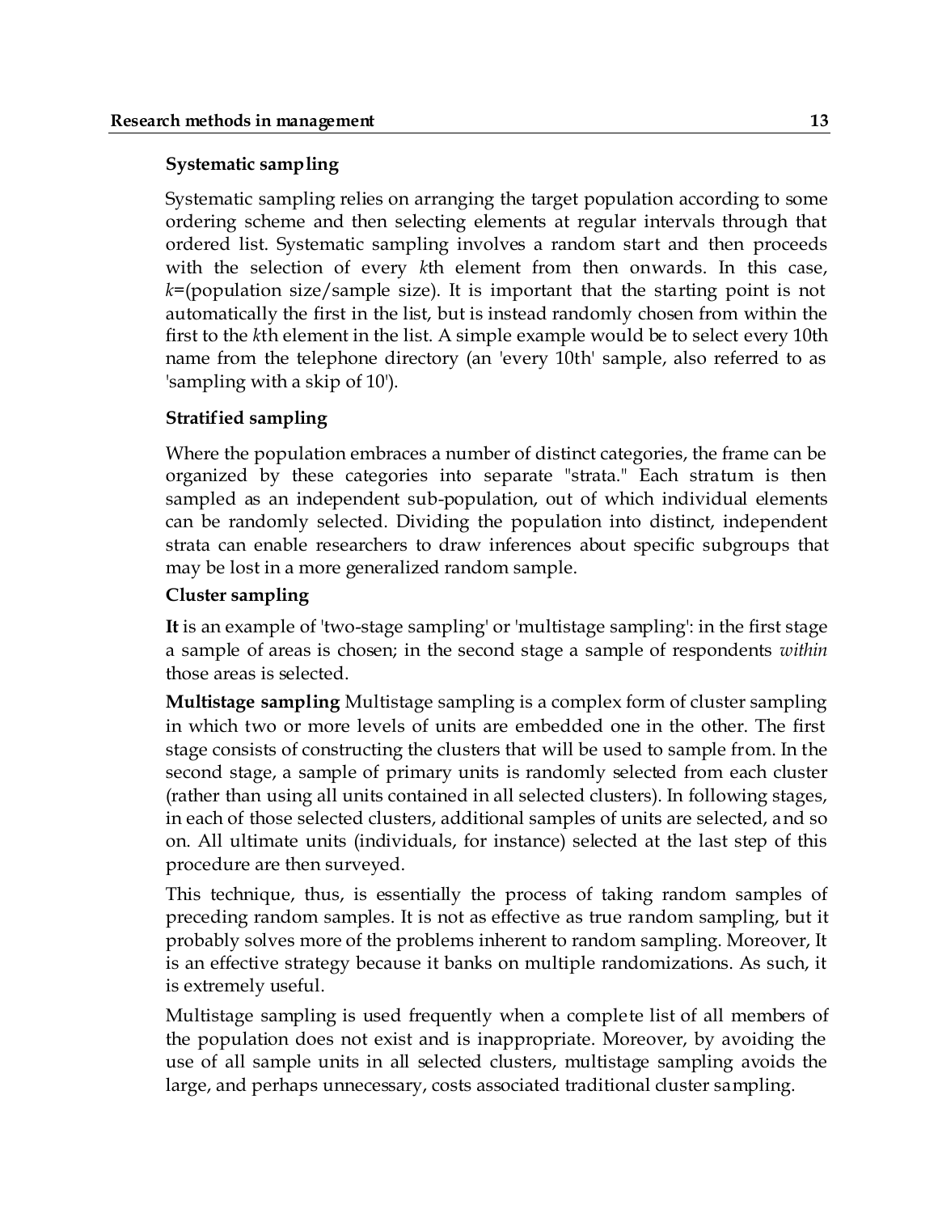### Systematic sampling

Systematic sampling relies on arranging the target population according to some ordering scheme and then selecting elements at regular intervals through that ordered list. Systematic sampling involves a random start and then proceeds with the selection of every $k$th element from then onwards. In this case, $k$=(population size/sample size). It is important that the starting point is not automatically the first in the list, but is instead randomly chosen from within the first to the $k$th element in the list. A simple example would be to select every 10th name from the telephone directory (an 'every 10th' sample, also referred to as 'sampling with a skip of 10').

### Stratified sampling

Where the population embraces a number of distinct categories, the frame can be organized by these categories into separate "strata." Each stratum is then sampled as an independent sub-population, out of which individual elements can be randomly selected. Dividing the population into distinct, independent strata can enable researchers to draw inferences about specific subgroups that may be lost in a more generalized random sample.

### Cluster sampling

**It** is an example of 'two-stage sampling' or 'multistage sampling': in the first stage a sample of areas is chosen; in the second stage a sample of respondents *within* those areas is selected.

**Multistage sampling** Multistage sampling is a complex form of cluster sampling in which two or more levels of units are embedded one in the other. The first stage consists of constructing the clusters that will be used to sample from. In the second stage, a sample of primary units is randomly selected from each cluster (rather than using all units contained in all selected clusters). In following stages, in each of those selected clusters, additional samples of units are selected, and so on. All ultimate units (individuals, for instance) selected at the last step of this procedure are then surveyed.

This technique, thus, is essentially the process of taking random samples of preceding random samples. It is not as effective as true random sampling, but it probably solves more of the problems inherent to random sampling. Moreover, It is an effective strategy because it banks on multiple randomizations. As such, it is extremely useful.

Multistage sampling is used frequently when a complete list of all members of the population does not exist and is inappropriate. Moreover, by avoiding the use of all sample units in all selected clusters, multistage sampling avoids the large, and perhaps unnecessary, costs associated traditional cluster sampling.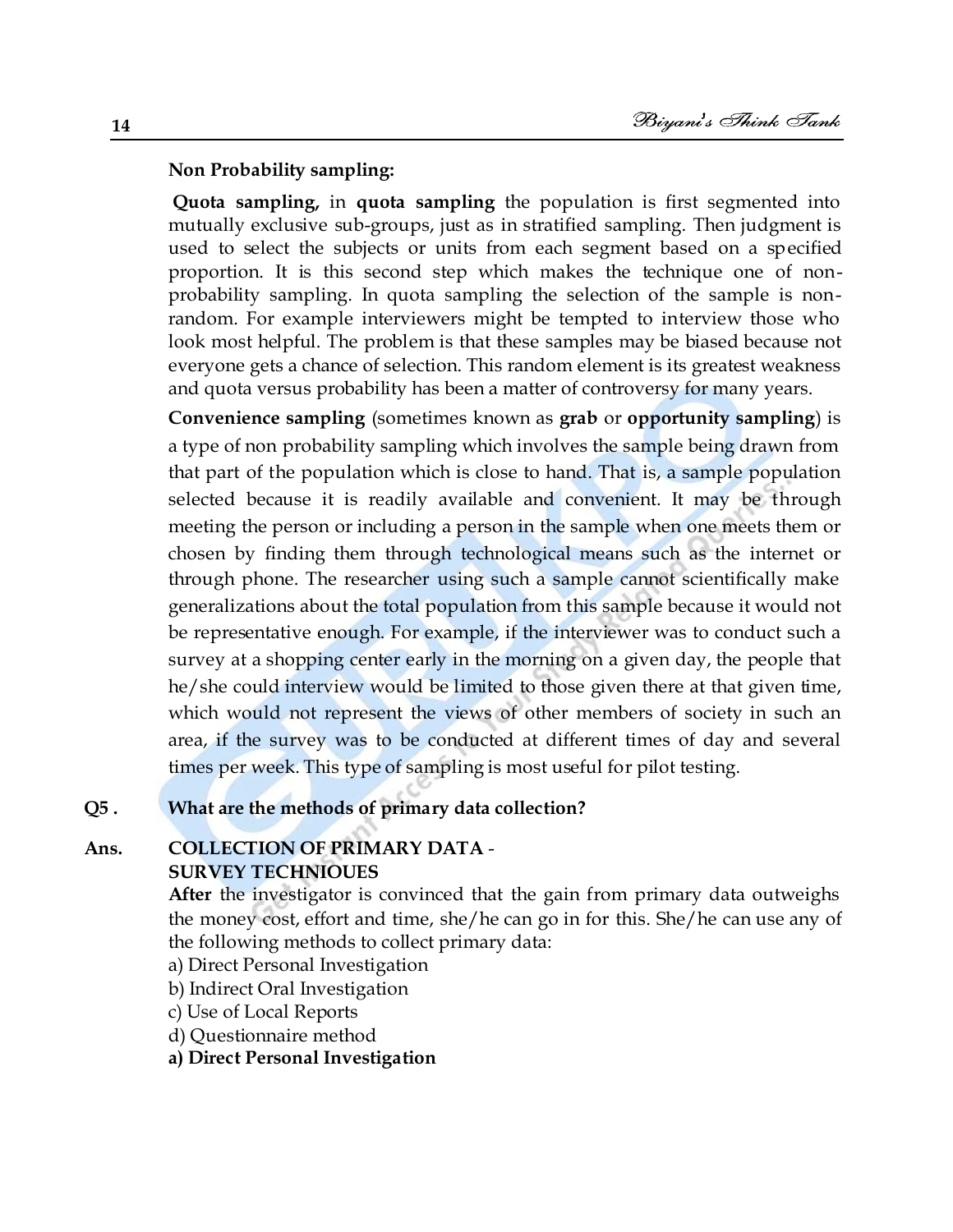**Non Probability sampling:**

**Quota sampling,** in **quota sampling** the population is first segmented into mutually exclusive sub-groups, just as in stratified sampling. Then judgment is used to select the subjects or units from each segment based on a specified proportion. It is this second step which makes the technique one of non-probability sampling. In quota sampling the selection of the sample is non-random. For example interviewers might be tempted to interview those who look most helpful. The problem is that these samples may be biased because not everyone gets a chance of selection. This random element is its greatest weakness and quota versus probability has been a matter of controversy for many years.

**Convenience sampling** (sometimes known as **grab** or **opportunity sampling**) is a type of non probability sampling which involves the sample being drawn from that part of the population which is close to hand. That is, a sample population selected because it is readily available and convenient. It may be through meeting the person or including a person in the sample when one meets them or chosen by finding them through technological means such as the internet or through phone. The researcher using such a sample cannot scientifically make generalizations about the total population from this sample because it would not be representative enough. For example, if the interviewer was to conduct such a survey at a shopping center early in the morning on a given day, the people that he/she could interview would be limited to those given there at that given time, which would not represent the views of other members of society in such an area, if the survey was to be conducted at different times of day and several times per week. This type of sampling is most useful for pilot testing.

**Q5 . What are the methods of primary data collection?**

**Ans. COLLECTION OF PRIMARY DATA - SURVEY TECHNIOUES**

**After** the investigator is convinced that the gain from primary data outweighs the money cost, effort and time, she/he can go in for this. She/he can use any of the following methods to collect primary data:

a) Direct Personal Investigation
b) Indirect Oral Investigation
c) Use of Local Reports
d) Questionnaire method

**a) Direct Personal Investigation**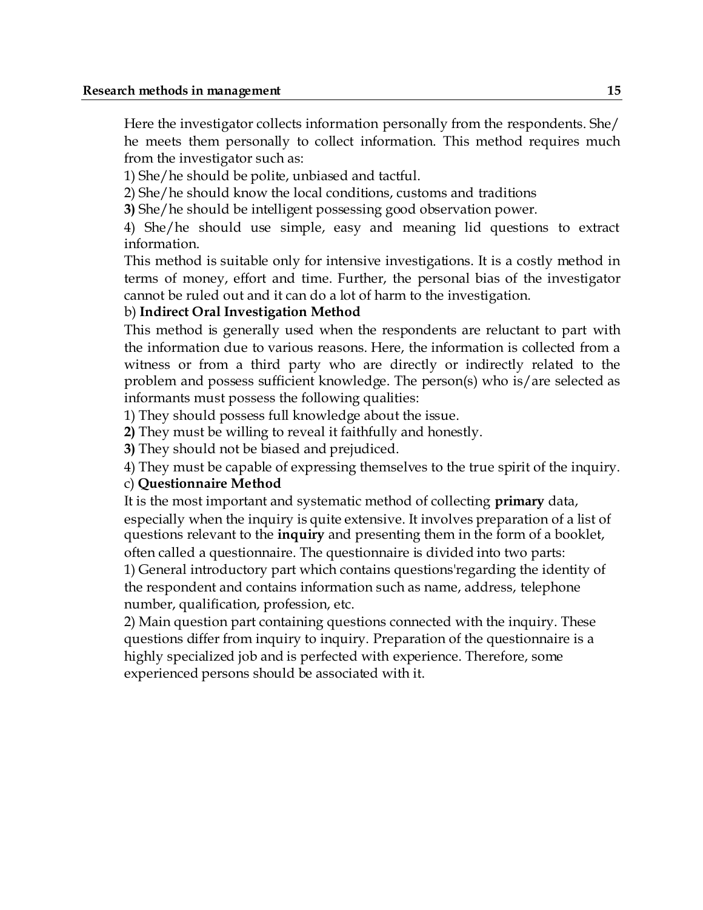Here the investigator collects information personally from the respondents. She/he meets them personally to collect information. This method requires much from the investigator such as:

1) She/he should be polite, unbiased and tactful.

2) She/he should know the local conditions, customs and traditions

**3)** She/he should be intelligent possessing good observation power.

4) She/he should use simple, easy and meaning lid questions to extract information.

This method is suitable only for intensive investigations. It is a costly method in terms of money, effort and time. Further, the personal bias of the investigator cannot be ruled out and it can do a lot of harm to the investigation.

b) **Indirect Oral Investigation Method**

This method is generally used when the respondents are reluctant to part with the information due to various reasons. Here, the information is collected from a witness or from a third party who are directly or indirectly related to the problem and possess sufficient knowledge. The person(s) who is/are selected as informants must possess the following qualities:

1) They should possess full knowledge about the issue.

**2)** They must be willing to reveal it faithfully and honestly.

**3)** They should not be biased and prejudiced.

4) They must be capable of expressing themselves to the true spirit of the inquiry.

c) **Questionnaire Method**

It is the most important and systematic method of collecting **primary** data, especially when the inquiry is quite extensive. It involves preparation of a list of questions relevant to the **inquiry** and presenting them in the form of a booklet, often called a questionnaire. The questionnaire is divided into two parts:

1) General introductory part which contains questions'regarding the identity of the respondent and contains information such as name, address, telephone number, qualification, profession, etc.

2) Main question part containing questions connected with the inquiry. These questions differ from inquiry to inquiry. Preparation of the questionnaire is a highly specialized job and is perfected with experience. Therefore, some experienced persons should be associated with it.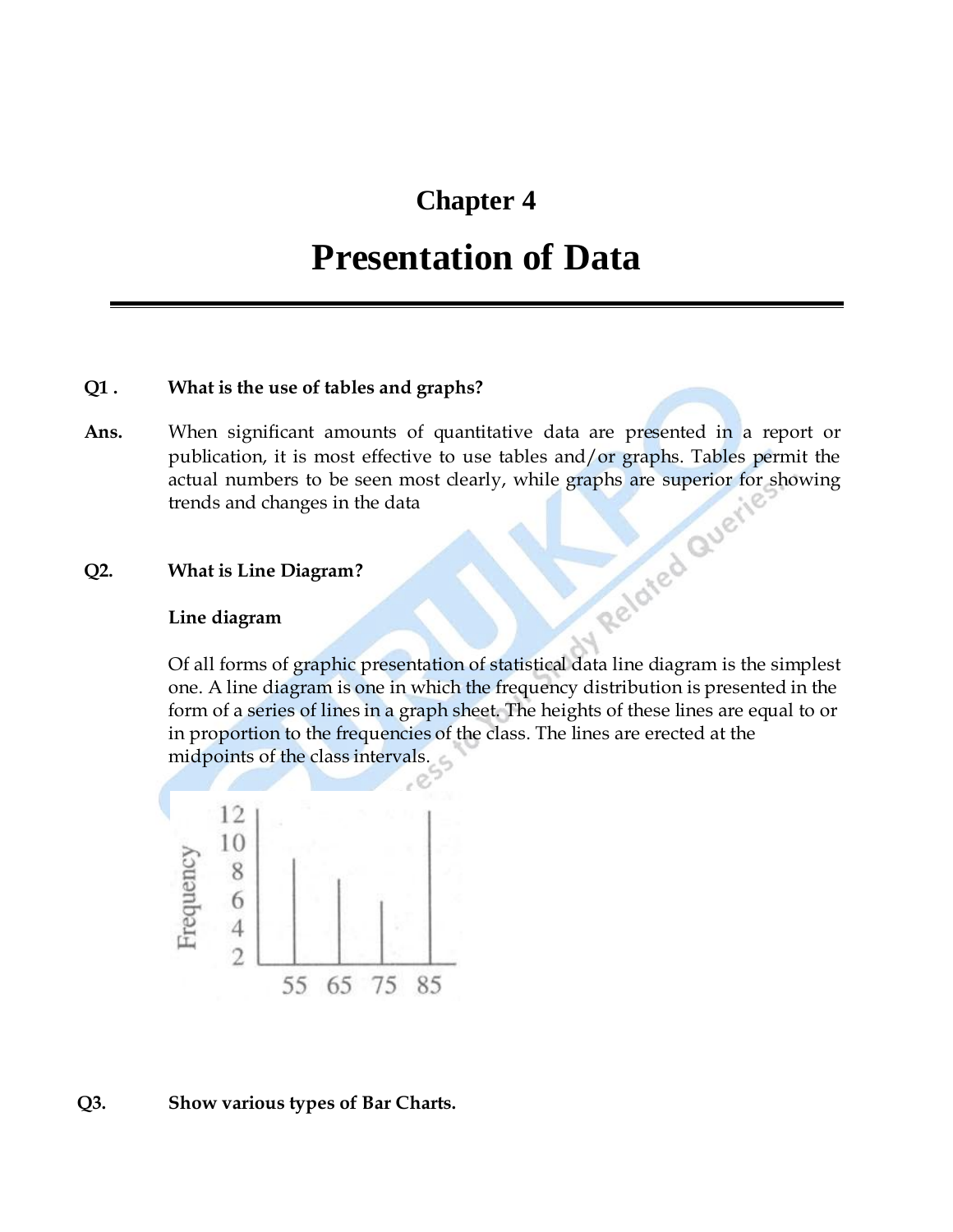# Chapter 4

# Presentation of Data

**Q1 . What is the use of tables and graphs?**

**Ans.** When significant amounts of quantitative data are presented in a report or publication, it is most effective to use tables and/or graphs. Tables permit the actual numbers to be seen most clearly, while graphs are superior for showing trends and changes in the data

**Q2. What is Line Diagram?**

**Line diagram**

Of all forms of graphic presentation of statistical data line diagram is the simplest one. A line diagram is one in which the frequency distribution is presented in the form of a series of lines in a graph sheet. The heights of these lines are equal to or in proportion to the frequencies of the class. The lines are erected at the midpoints of the class intervals.

**Q3. Show various types of Bar Charts.**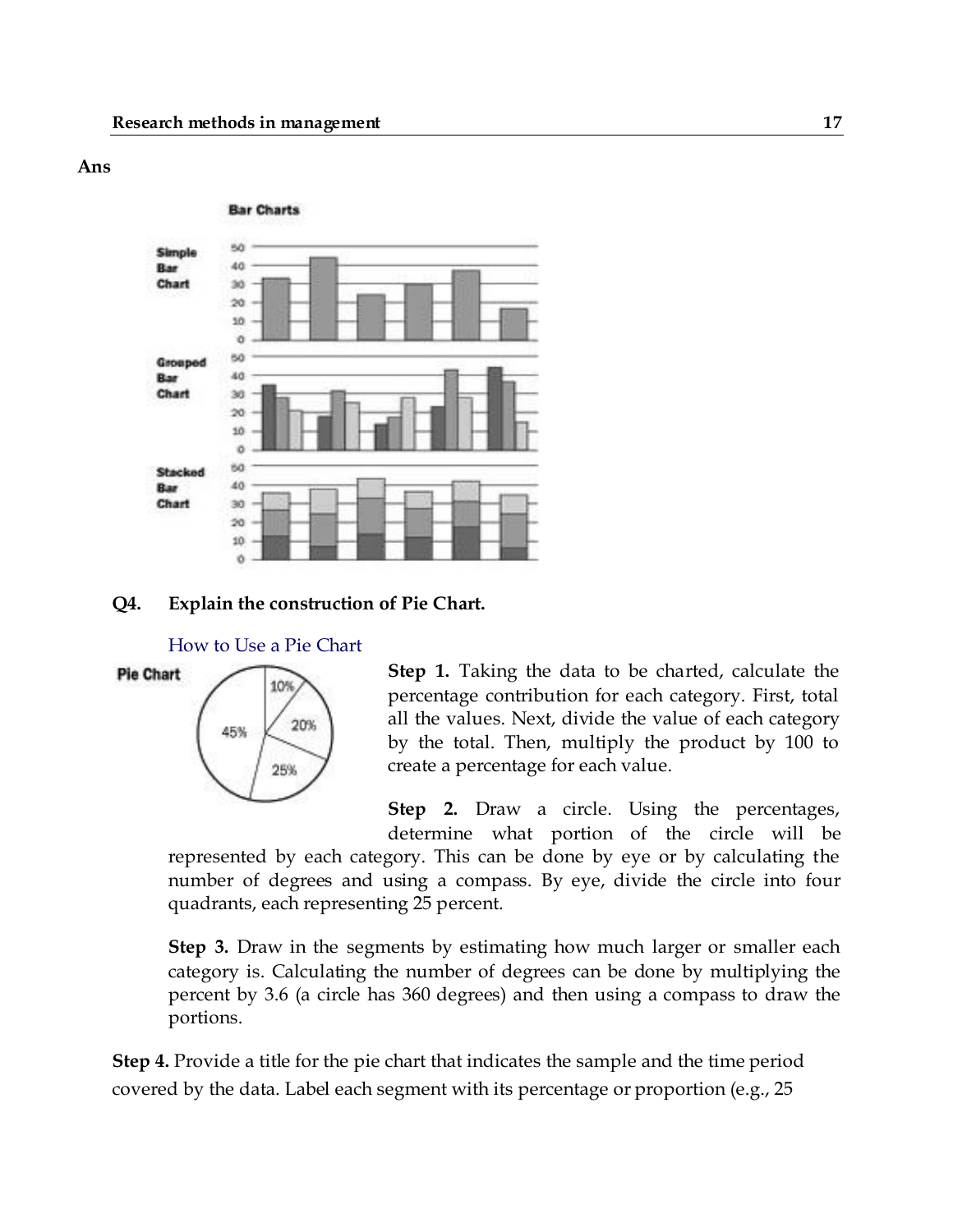**Ans**

**Q4. Explain the construction of Pie Chart.**

How to Use a Pie Chart

**Step 1.** Taking the data to be charted, calculate the percentage contribution for each category. First, total all the values. Next, divide the value of each category by the total. Then, multiply the product by 100 to create a percentage for each value.

**Step 2.** Draw a circle. Using the percentages, determine what portion of the circle will be represented by each category. This can be done by eye or by calculating the number of degrees and using a compass. By eye, divide the circle into four quadrants, each representing 25 percent.

**Step 3.** Draw in the segments by estimating how much larger or smaller each category is. Calculating the number of degrees can be done by multiplying the percent by 3.6 (a circle has 360 degrees) and then using a compass to draw the portions.

**Step 4.** Provide a title for the pie chart that indicates the sample and the time period covered by the data. Label each segment with its percentage or proportion (e.g., 25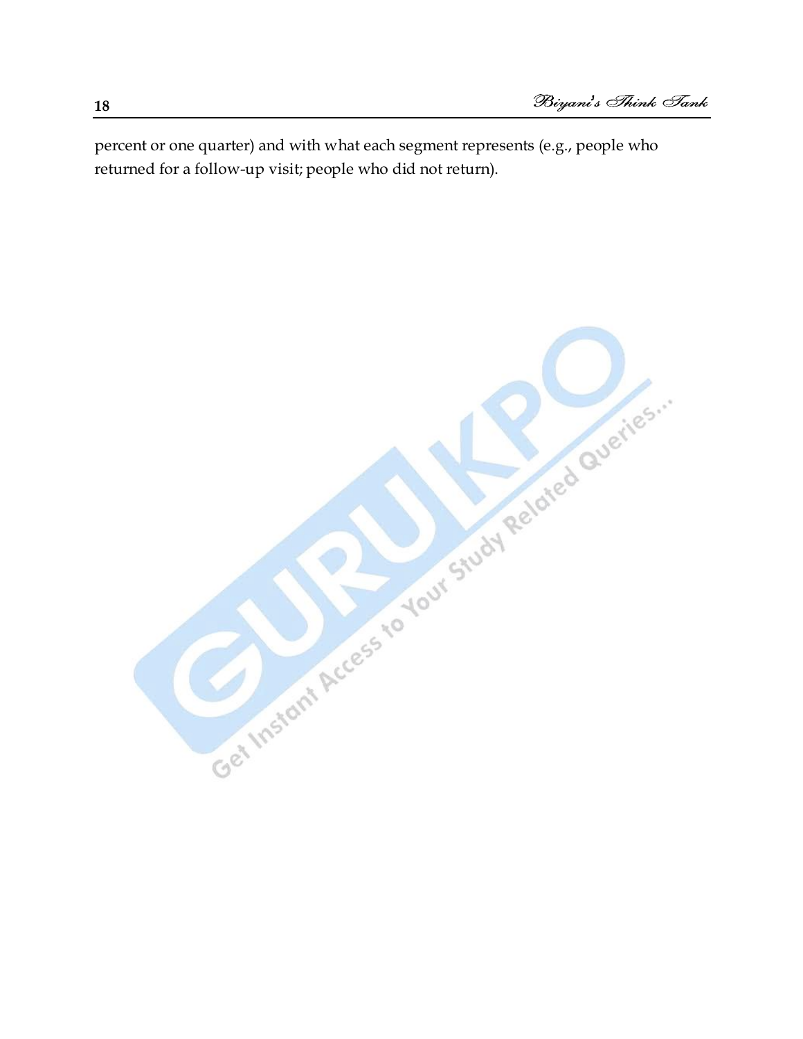percent or one quarter) and with what each segment represents (e.g., people who returned for a follow-up visit; people who did not return).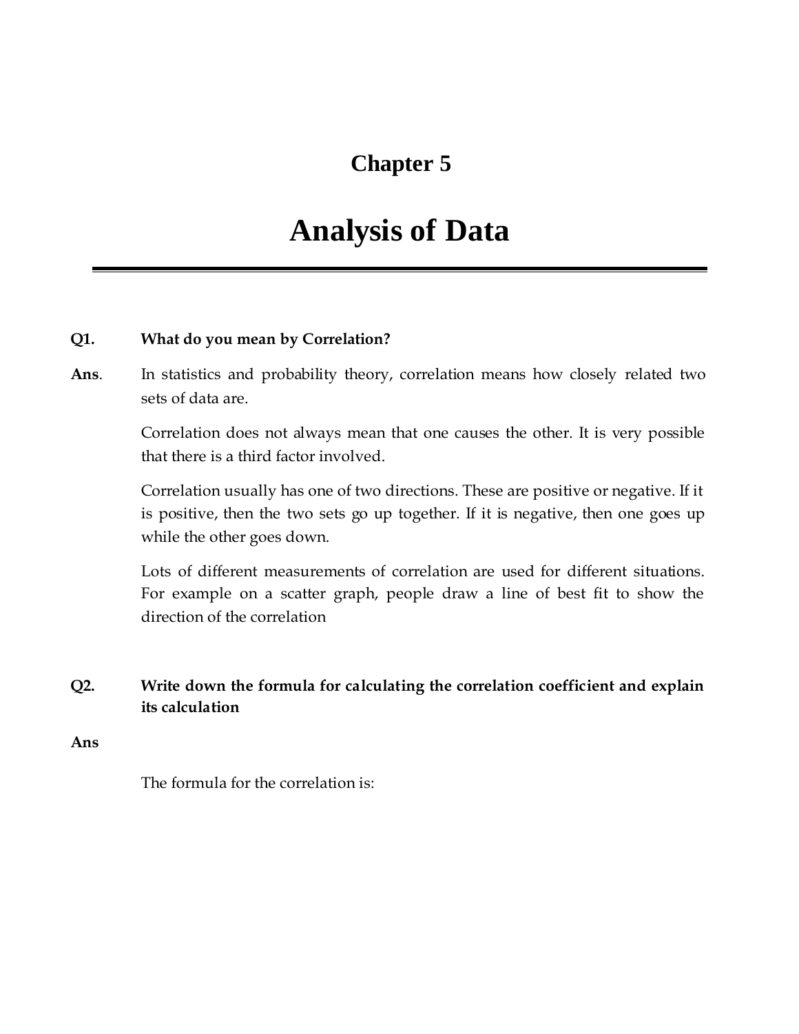# Chapter 5

# Analysis of Data

**Q1. What do you mean by Correlation?**

**Ans**. In statistics and probability theory, correlation means how closely related two sets of data are.

Correlation does not always mean that one causes the other. It is very possible that there is a third factor involved.

Correlation usually has one of two directions. These are positive or negative. If it is positive, then the two sets go up together. If it is negative, then one goes up while the other goes down.

Lots of different measurements of correlation are used for different situations. For example on a scatter graph, people draw a line of best fit to show the direction of the correlation

**Q2. Write down the formula for calculating the correlation coefficient and explain its calculation**

**Ans**

The formula for the correlation is: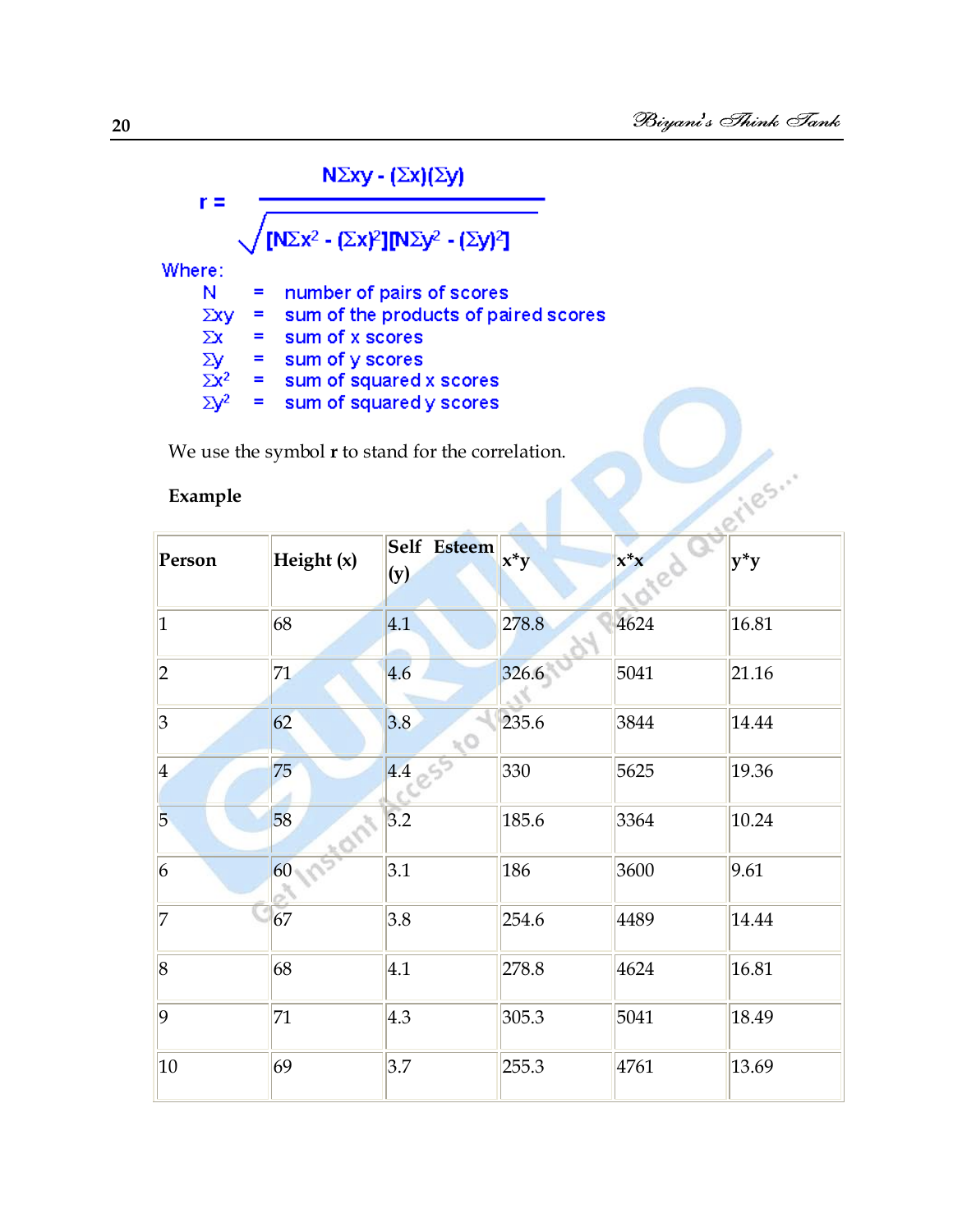$$r = \frac{N\Sigma xy - (\Sigma x)(\Sigma y)}{\sqrt{[N\Sigma x^2 - (\Sigma x)^2][N\Sigma y^2 - (\Sigma y)^2]}}$$

Where:

| | | |
|---|---|---|
| $N$ | = | number of pairs of scores |
| $\Sigma xy$ | = | sum of the products of paired scores |
| $\Sigma x$ | = | sum of x scores |
| $\Sigma y$ | = | sum of y scores |
| $\Sigma x^2$ | = | sum of squared x scores |
| $\Sigma y^2$ | = | sum of squared y scores |

We use the symbol **r** to stand for the correlation.

**Example**

| Person | Height (x) | Self Esteem (y) | x*y | x*x | y*y |
|---|---|---|---|---|---|
| 1 | 68 | 4.1 | 278.8 | 4624 | 16.81 |
| 2 | 71 | 4.6 | 326.6 | 5041 | 21.16 |
| 3 | 62 | 3.8 | 235.6 | 3844 | 14.44 |
| 4 | 75 | 4.4 | 330 | 5625 | 19.36 |
| 5 | 58 | 3.2 | 185.6 | 3364 | 10.24 |
| 6 | 60 | 3.1 | 186 | 3600 | 9.61 |
| 7 | 67 | 3.8 | 254.6 | 4489 | 14.44 |
| 8 | 68 | 4.1 | 278.8 | 4624 | 16.81 |
| 9 | 71 | 4.3 | 305.3 | 5041 | 18.49 |
| 10 | 69 | 3.7 | 255.3 | 4761 | 13.69 |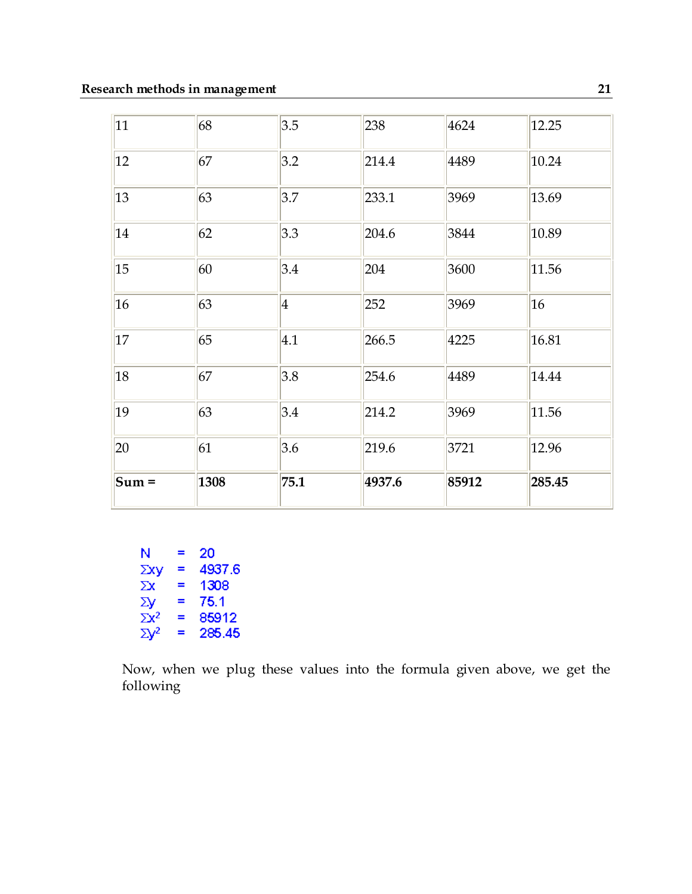| | | | | | |
|---|---|---|---|---|---|
| 11 | 68 | 3.5 | 238 | 4624 | 12.25 |
| 12 | 67 | 3.2 | 214.4 | 4489 | 10.24 |
| 13 | 63 | 3.7 | 233.1 | 3969 | 13.69 |
| 14 | 62 | 3.3 | 204.6 | 3844 | 10.89 |
| 15 | 60 | 3.4 | 204 | 3600 | 11.56 |
| 16 | 63 | 4 | 252 | 3969 | 16 |
| 17 | 65 | 4.1 | 266.5 | 4225 | 16.81 |
| 18 | 67 | 3.8 | 254.6 | 4489 | 14.44 |
| 19 | 63 | 3.4 | 214.2 | 3969 | 11.56 |
| 20 | 61 | 3.6 | 219.6 | 3721 | 12.96 |
| **Sum =** | **1308** | **75.1** | **4937.6** | **85912** | **285.45** |

$N = 20$
$\sum xy = 4937.6$
$\sum x = 1308$
$\sum y = 75.1$
$\sum x^2 = 85912$
$\sum y^2 = 285.45$

Now, when we plug these values into the formula given above, we get the following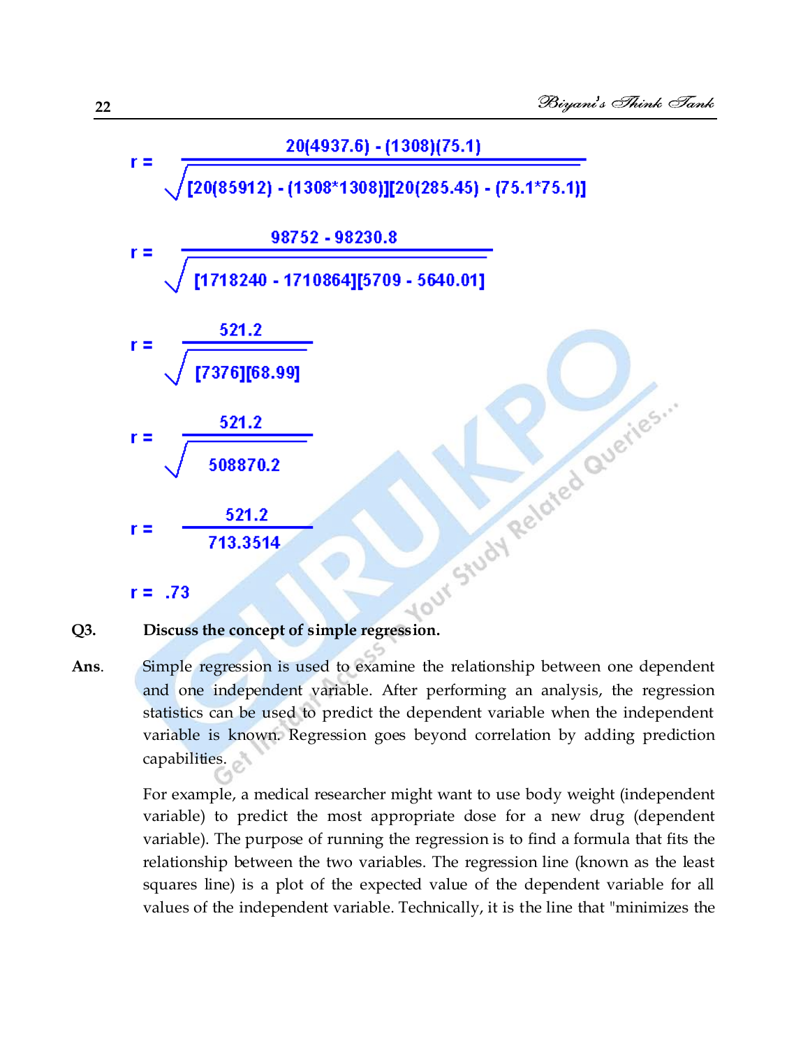$$r = \frac{20(4937.6) - (1308)(75.1)}{\sqrt{[20(85912) - (1308*1308)][20(285.45) - (75.1*75.1)]}}$$

$$r = \frac{98752 - 98230.8}{\sqrt{[1718240 - 1710864][5709 - 5640.01]}}$$

$$r = \frac{521.2}{\sqrt{[7376][68.99]}}$$

$$r = \frac{521.2}{\sqrt{508870.2}}$$

$$r = \frac{521.2}{713.3514}$$

$$r = .73$$

**Q3. Discuss the concept of simple regression.**

**Ans.** Simple regression is used to examine the relationship between one dependent and one independent variable. After performing an analysis, the regression statistics can be used to predict the dependent variable when the independent variable is known. Regression goes beyond correlation by adding prediction capabilities.

For example, a medical researcher might want to use body weight (independent variable) to predict the most appropriate dose for a new drug (dependent variable). The purpose of running the regression is to find a formula that fits the relationship between the two variables. The regression line (known as the least squares line) is a plot of the expected value of the dependent variable for all values of the independent variable. Technically, it is the line that "minimizes the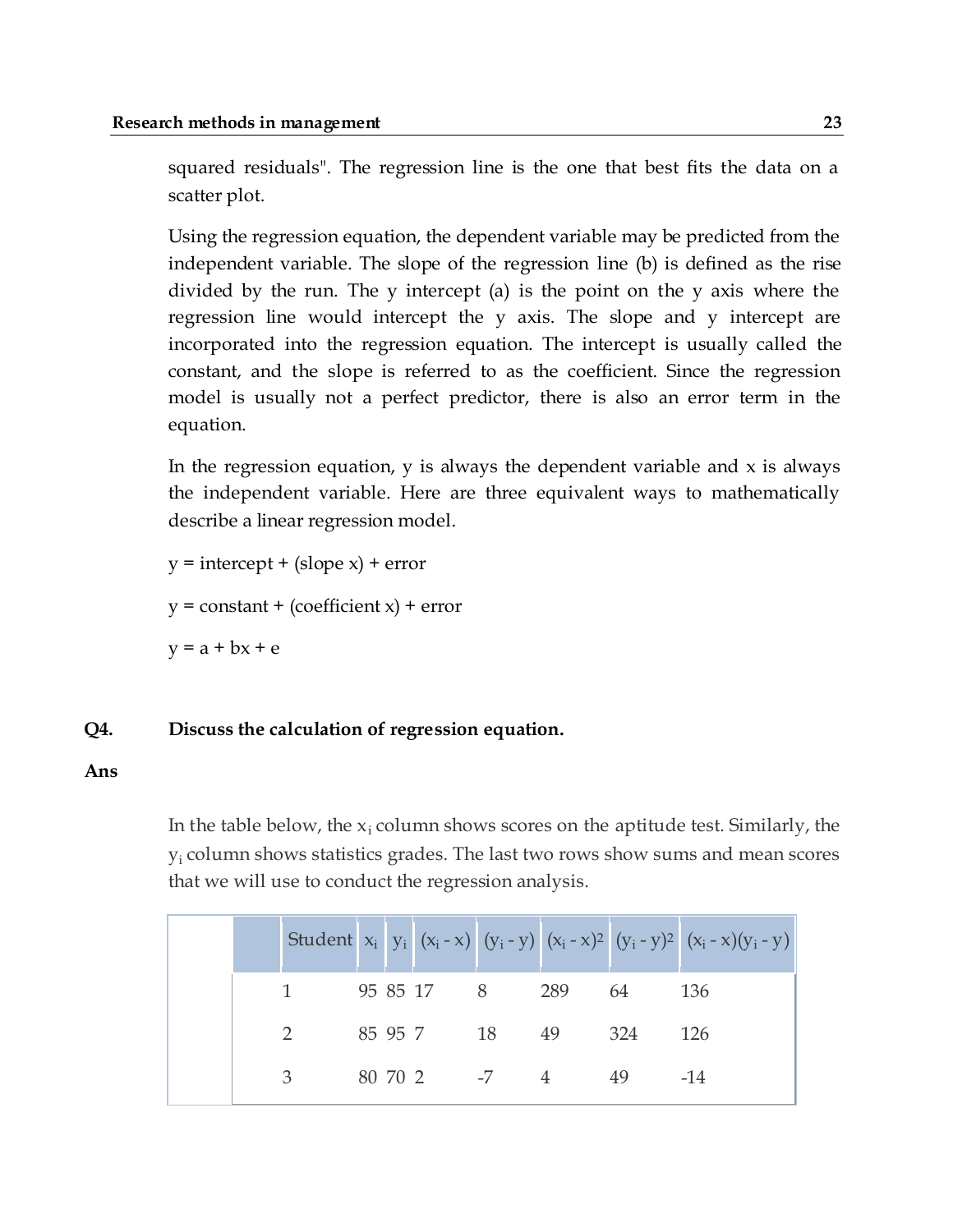squared residuals". The regression line is the one that best fits the data on a scatter plot.

Using the regression equation, the dependent variable may be predicted from the independent variable. The slope of the regression line (b) is defined as the rise divided by the run. The y intercept (a) is the point on the y axis where the regression line would intercept the y axis. The slope and y intercept are incorporated into the regression equation. The intercept is usually called the constant, and the slope is referred to as the coefficient. Since the regression model is usually not a perfect predictor, there is also an error term in the equation.

In the regression equation, y is always the dependent variable and x is always the independent variable. Here are three equivalent ways to mathematically describe a linear regression model.

y = intercept + (slope x) + error

y = constant + (coefficient x) + error

y = a + bx + e

**Q4. Discuss the calculation of regression equation.**

**Ans**

In the table below, the $x_i$ column shows scores on the aptitude test. Similarly, the $y_i$ column shows statistics grades. The last two rows show sums and mean scores that we will use to conduct the regression analysis.

| Student | $x_i$ | $y_i$ | $(x_i - x)$ | $(y_i - y)$ | $(x_i - x)^2$ | $(y_i - y)^2$ | $(x_i - x)(y_i - y)$ |
|---|---|---|---|---|---|---|---|
| 1 | 95 | 85 | 17 | 8 | 289 | 64 | 136 |
| 2 | 85 | 95 | 7 | 18 | 49 | 324 | 126 |
| 3 | 80 | 70 | 2 | -7 | 4 | 49 | -14 |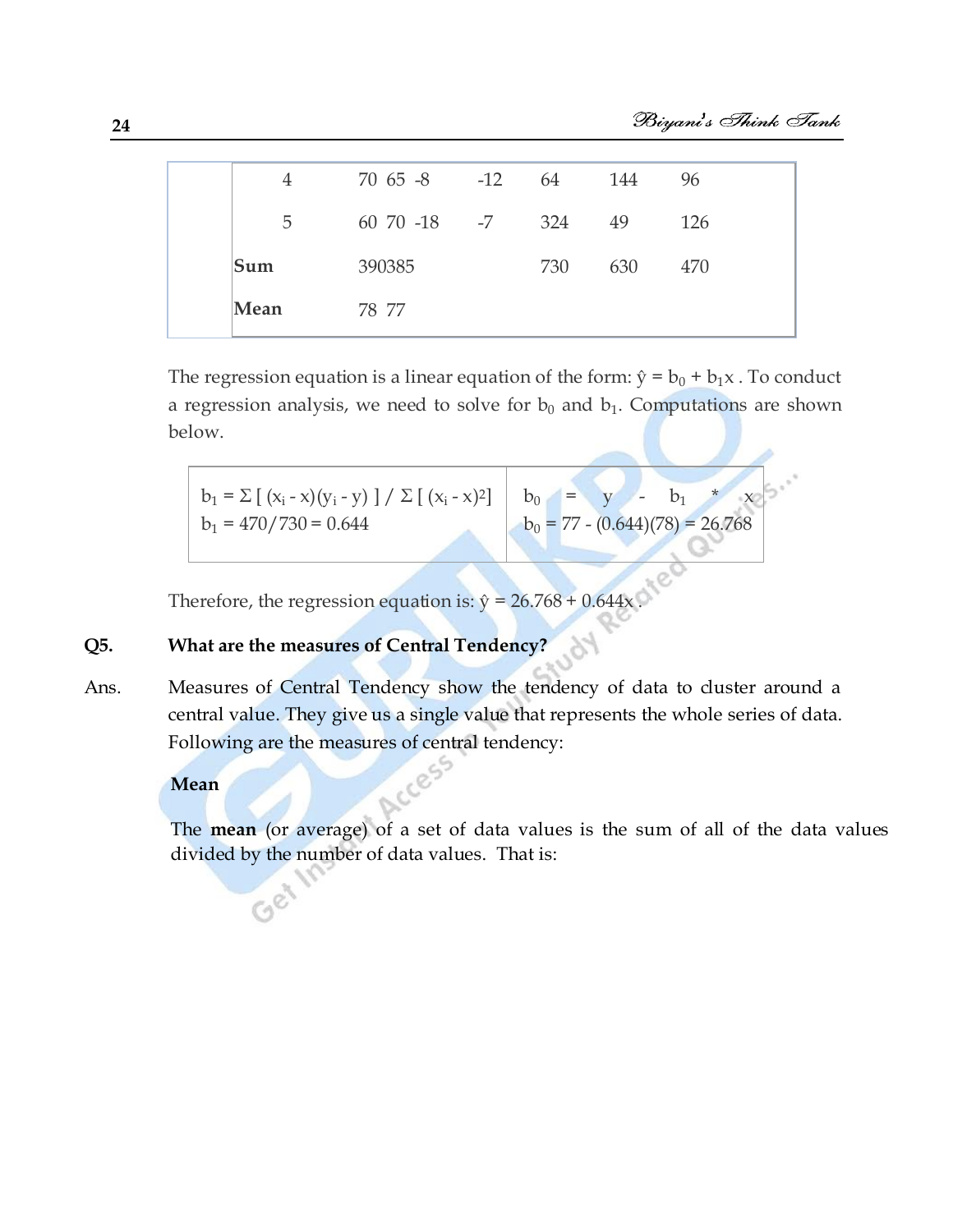| | | | | | | | | |
|---|---|---|---|---|---|---|---|---|
| | 4 | 70 | 65 | -8 | -12 | 64 | 144 | 96 |
| | 5 | 60 | 70 | -18 | -7 | 324 | 49 | 126 |
| | **Sum** | 390 | 385 | | | 730 | 630 | 470 |
| | **Mean** | 78 | 77 | | | | | |

The regression equation is a linear equation of the form: $\hat{y} = b_0 + b_1x$ . To conduct a regression analysis, we need to solve for $b_0$ and $b_1$. Computations are shown below.

| | |
|---|---|
| $b_1 = \Sigma [ (x_i - x)(y_i - y) ] / \Sigma [ (x_i - x)^2]$<br>$b_1 = 470/730 = 0.644$ | $b_0 = y - b_1 * x$<br>$b_0 = 77 - (0.644)(78) = 26.768$ |

Therefore, the regression equation is: $\hat{y} = 26.768 + 0.644x$ .

**Q5. What are the measures of Central Tendency?**

Ans. Measures of Central Tendency show the tendency of data to cluster around a central value. They give us a single value that represents the whole series of data. Following are the measures of central tendency:

**Mean**

The **mean** (or average) of a set of data values is the sum of all of the data values divided by the number of data values. That is: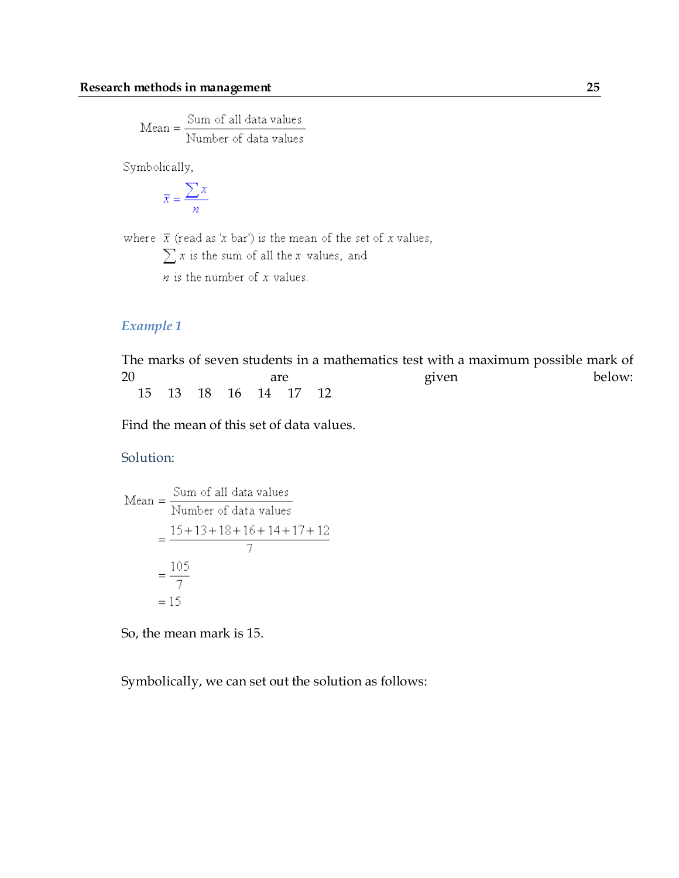$$\text{Mean} = \frac{\text{Sum of all data values}}{\text{Number of data values}}$$

Symbolically,

$$\bar{x} = \frac{\sum x}{n}$$

where $\bar{x}$ (read as 'x bar') is the mean of the set of $x$ values,

$\sum x$ is the sum of all the $x$ values, and

$n$ is the number of $x$ values.

### *Example 1*

The marks of seven students in a mathematics test with a maximum possible mark of 20 are given below:

15 13 18 16 14 17 12

Find the mean of this set of data values.

Solution:

$$\begin{aligned}
\text{Mean} &= \frac{\text{Sum of all data values}}{\text{Number of data values}} \\
&= \frac{15+13+18+16+14+17+12}{7} \\
&= \frac{105}{7} \\
&= 15
\end{aligned}$$

So, the mean mark is 15.

Symbolically, we can set out the solution as follows: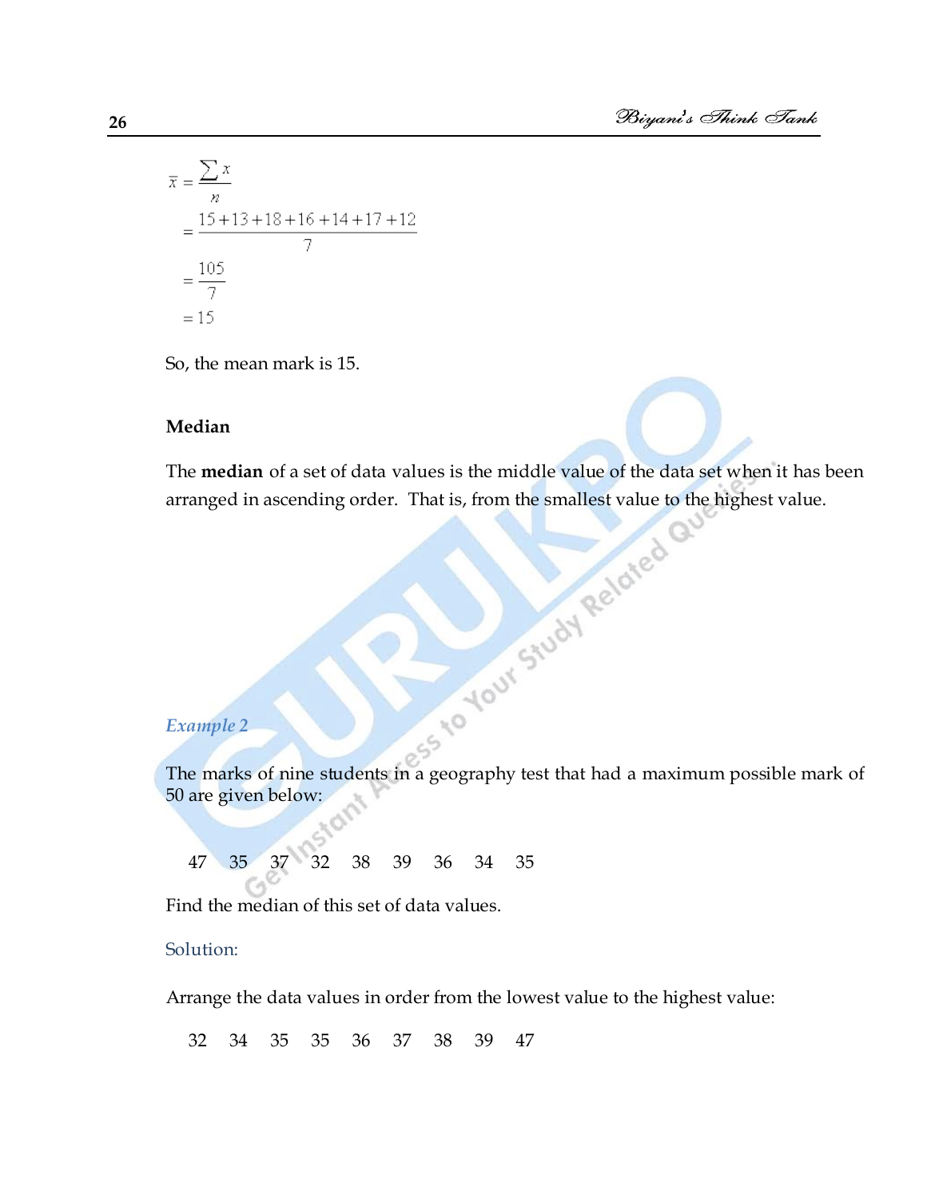$$\bar{x} = \frac{\sum x}{n}$$

$$= \frac{15+13+18+16+14+17+12}{7}$$

$$= \frac{105}{7}$$

$$= 15$$

So, the mean mark is 15.

**Median**

The **median** of a set of data values is the middle value of the data set when it has been arranged in ascending order. That is, from the smallest value to the highest value.

*Example 2*

The marks of nine students in a geography test that had a maximum possible mark of 50 are given below:

47 35 37 32 38 39 36 34 35

Find the median of this set of data values.

Solution:

Arrange the data values in order from the lowest value to the highest value:

32 34 35 35 36 37 38 39 47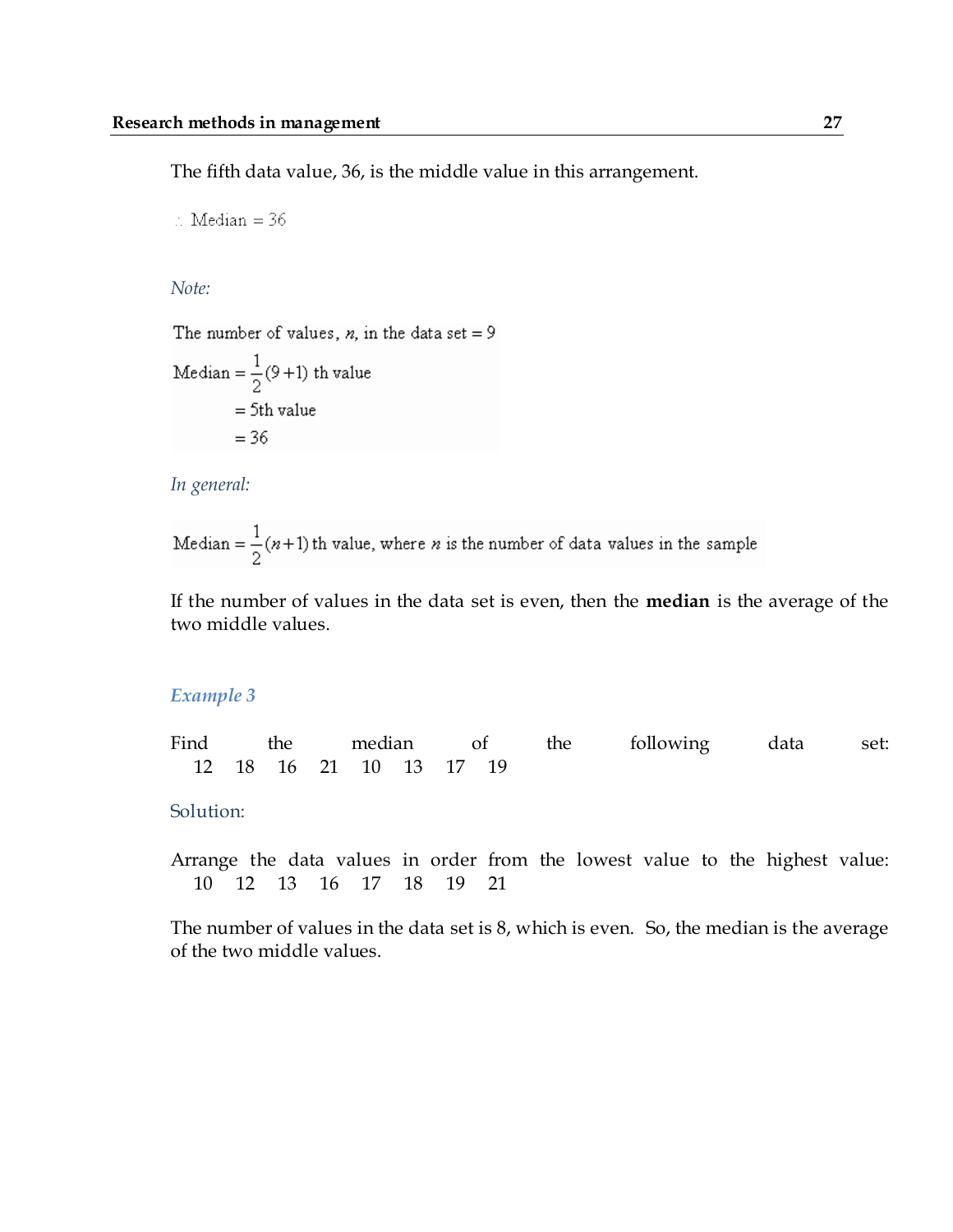The fifth data value, 36, is the middle value in this arrangement.

$$\therefore \text{ Median} = 36$$

*Note:*

$$\text{The number of values, } n \text{, in the data set} = 9$$

$$\begin{aligned} \text{Median} &= \frac{1}{2}(9+1) \text{ th value} \\ &= 5\text{th value} \\ &= 36 \end{aligned}$$

*In general:*

$$\text{Median} = \frac{1}{2}(n+1) \text{ th value, where } n \text{ is the number of data values in the sample}$$

If the number of values in the data set is even, then the **median** is the average of the two middle values.

### *Example 3*

Find the median of the following data set:
12 18 16 21 10 13 17 19

Solution:

Arrange the data values in order from the lowest value to the highest value:
10 12 13 16 17 18 19 21

The number of values in the data set is 8, which is even. So, the median is the average of the two middle values.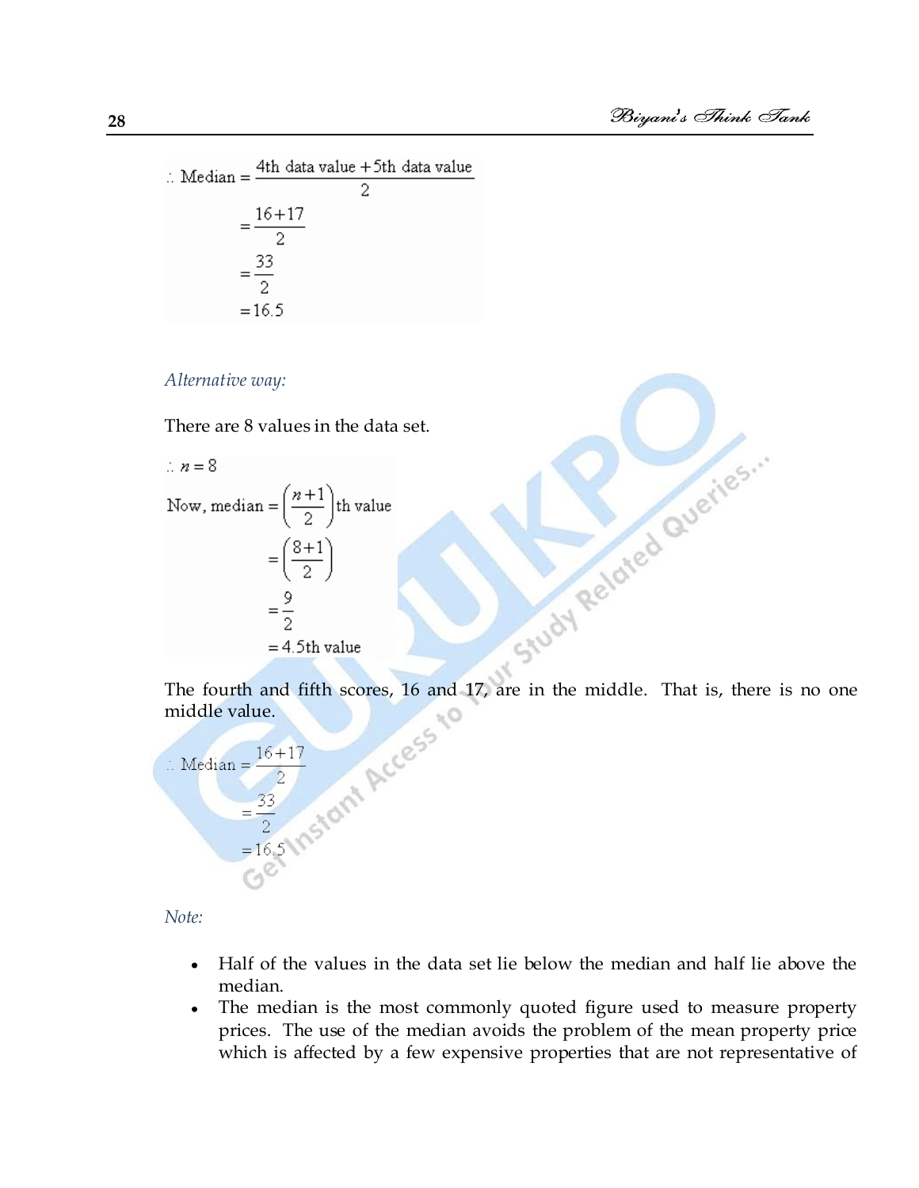$$\therefore \text{Median} = \frac{\text{4th data value} + \text{5th data value}}{2}$$

$$= \frac{16+17}{2}$$

$$= \frac{33}{2}$$

$$= 16.5$$

*Alternative way:*

There are 8 values in the data set.

$$\therefore n = 8$$

$$\text{Now, median} = \left(\frac{n+1}{2}\right)\text{th value}$$

$$= \left(\frac{8+1}{2}\right)$$

$$= \frac{9}{2}$$

$$= 4.5\text{th value}$$

The fourth and fifth scores, 16 and 17, are in the middle. That is, there is no one middle value.

$$\therefore \text{Median} = \frac{16+17}{2}$$

$$= \frac{33}{2}$$

$$= 16.5$$

*Note:*

- Half of the values in the data set lie below the median and half lie above the median.
- The median is the most commonly quoted figure used to measure property prices. The use of the median avoids the problem of the mean property price which is affected by a few expensive properties that are not representative of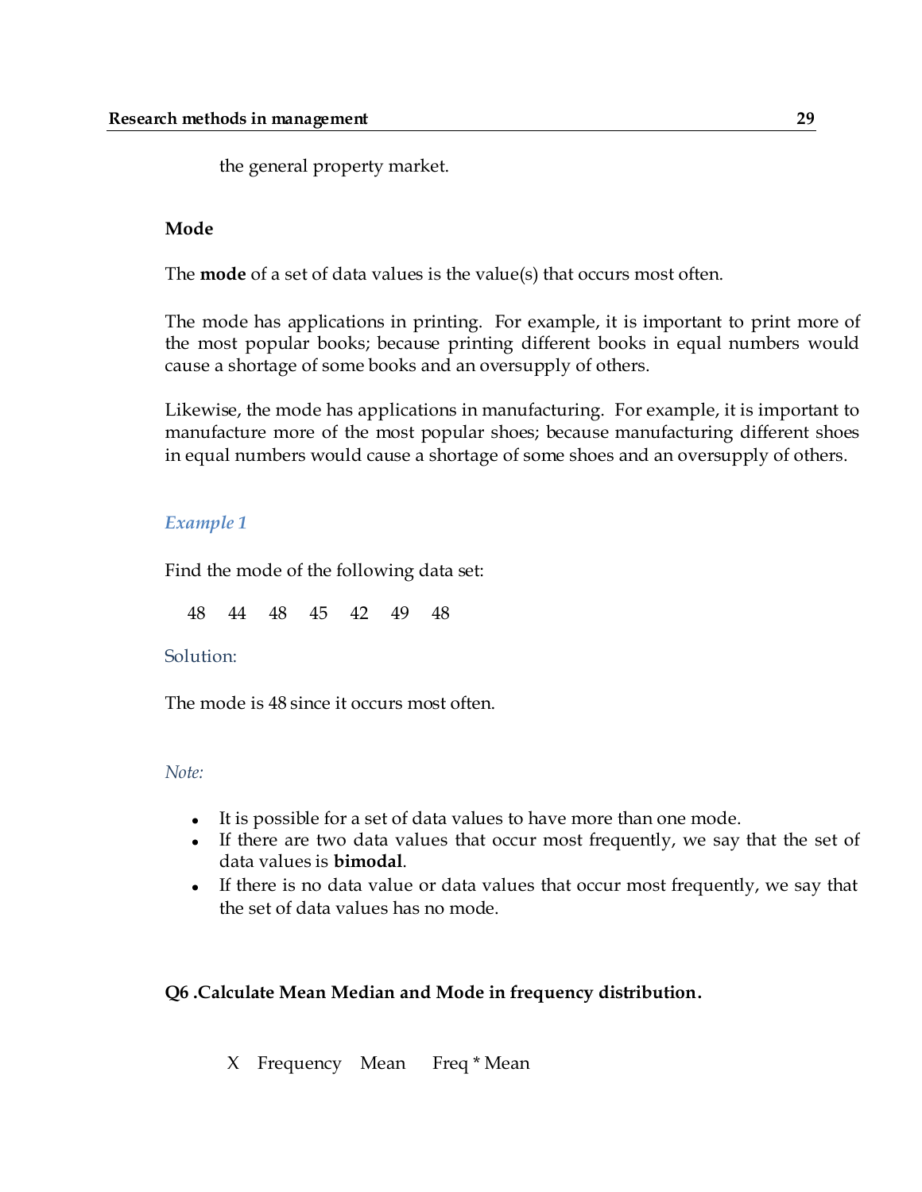the general property market.

**Mode**

The **mode** of a set of data values is the value(s) that occurs most often.

The mode has applications in printing. For example, it is important to print more of the most popular books; because printing different books in equal numbers would cause a shortage of some books and an oversupply of others.

Likewise, the mode has applications in manufacturing. For example, it is important to manufacture more of the most popular shoes; because manufacturing different shoes in equal numbers would cause a shortage of some shoes and an oversupply of others.

*Example 1*

Find the mode of the following data set:

48 44 48 45 42 49 48

Solution:

The mode is 48 since it occurs most often.

*Note:*

- It is possible for a set of data values to have more than one mode.
- If there are two data values that occur most frequently, we say that the set of data values is **bimodal**.
- If there is no data value or data values that occur most frequently, we say that the set of data values has no mode.

**Q6 .Calculate Mean Median and Mode in frequency distribution.**

| X | Frequency | Mean | Freq * Mean |
|---|---|---|---|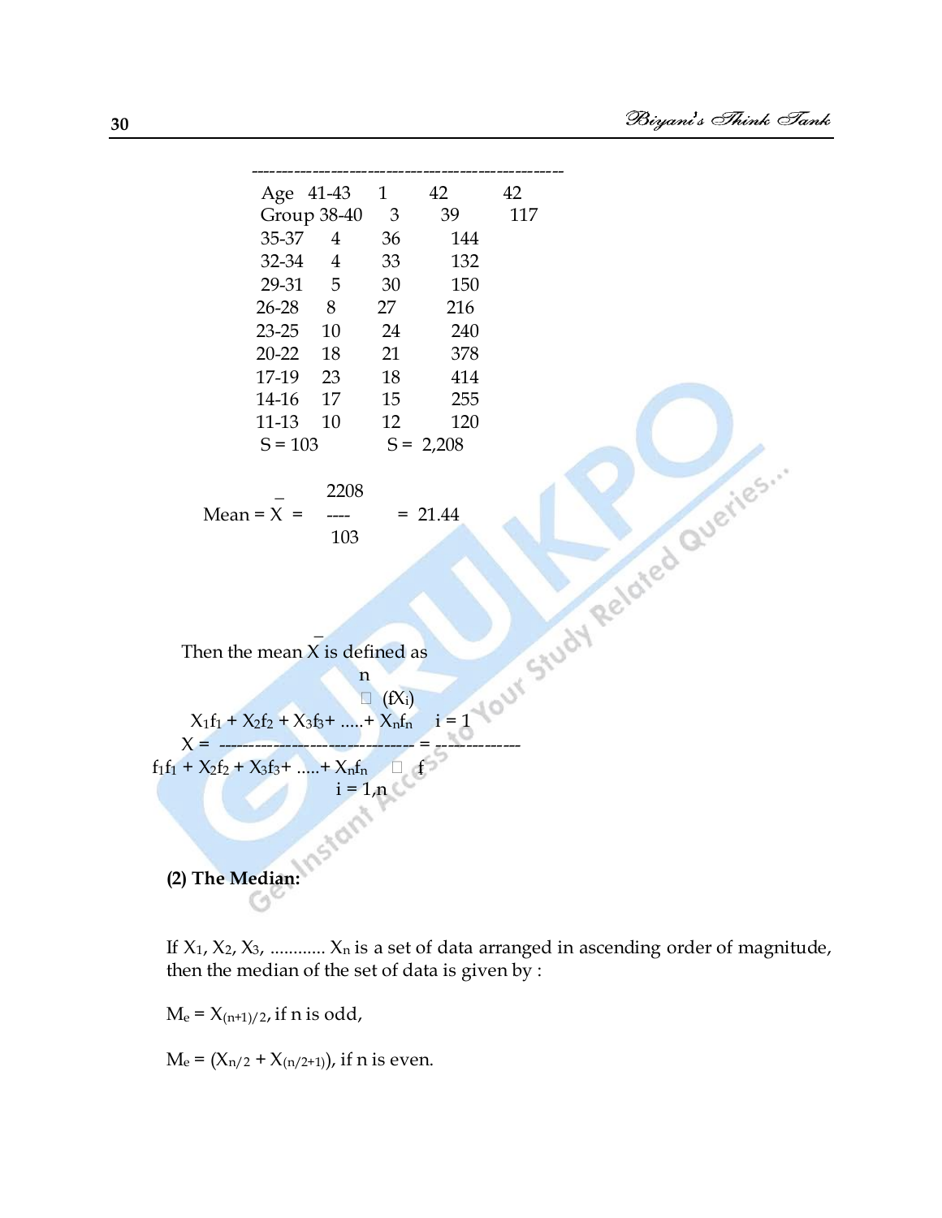| Age Group | f | X | fX |
|---|---|---|---|
| 41-43 | 1 | 42 | 42 |
| 38-40 | 3 | 39 | 117 |
| 35-37 | 4 | 36 | 144 |
| 32-34 | 4 | 33 | 132 |
| 29-31 | 5 | 30 | 150 |
| 26-28 | 8 | 27 | 216 |
| 23-25 | 10 | 24 | 240 |
| 20-22 | 18 | 21 | 378 |
| 17-19 | 23 | 18 | 414 |
| 14-16 | 17 | 15 | 255 |
| 11-13 | 10 | 12 | 120 |
| S = 103 | | S = | 2,208 |

$$\text{Mean} = \bar{X} = \frac{2208}{103} = 21.44$$

Then the mean $\bar{X}$ is defined as

$$X = \frac{X_1f_1 + X_2f_2 + X_3f_3 + \ldots + X_nf_n}{f_1f_1 + X_2f_2 + X_3f_3 + \ldots + X_nf_n} = \frac{\sum_{i=1}^{n} (fX_i)}{\sum_{i=1,n} f}$$

**(2) The Median:**

If $X_1, X_2, X_3, \ldots\ldots\ldots\ldots X_n$ is a set of data arranged in ascending order of magnitude, then the median of the set of data is given by :

$M_e = X_{(n+1)/2}$, if n is odd,

$M_e = (X_{n/2} + X_{(n/2+1)})$, if n is even.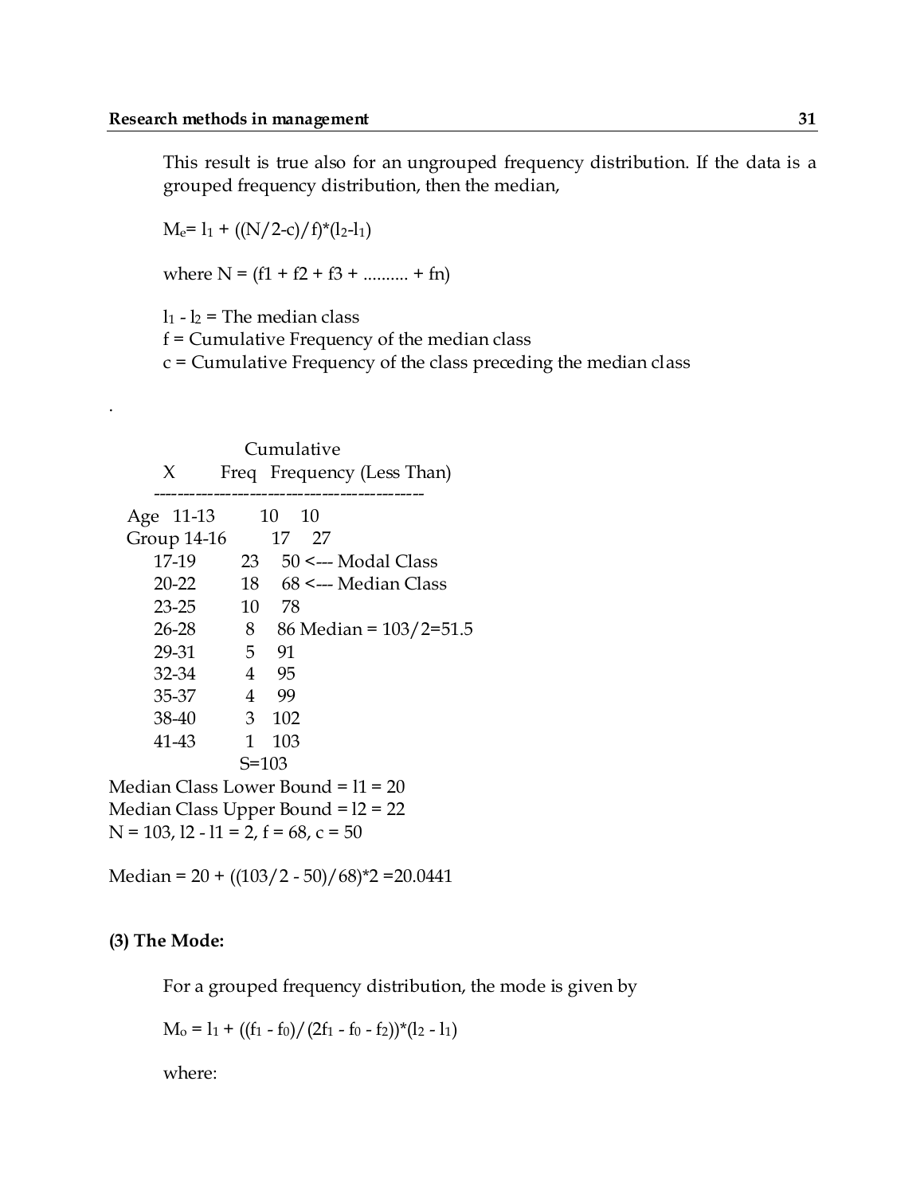This result is true also for an ungrouped frequency distribution. If the data is a grouped frequency distribution, then the median,

$M_e = l_1 + ((N/2 - c)/f) * (l_2 - l_1)$

where N = (f1 + f2 + f3 + .......... + fn)

$l_1 - l_2$ = The median class
f = Cumulative Frequency of the median class
c = Cumulative Frequency of the class preceding the median class

.

| | X | Freq | Cumulative Frequency (Less Than) | |
|---|---|---|---|---|
| Age | 11-13 | 10 | 10 | |
| Group | 14-16 | 17 | 27 | |
| | 17-19 | 23 | 50 | <--- Modal Class |
| | 20-22 | 18 | 68 | <--- Median Class |
| | 23-25 | 10 | 78 | |
| | 26-28 | 8 | 86 | Median = 103/2=51.5 |
| | 29-31 | 5 | 91 | |
| | 32-34 | 4 | 95 | |
| | 35-37 | 4 | 99 | |
| | 38-40 | 3 | 102 | |
| | 41-43 | 1 | 103 | |
| | | S=103 | | |

Median Class Lower Bound = l1 = 20
Median Class Upper Bound = l2 = 22
N = 103, l2 - l1 = 2, f = 68, c = 50

Median = 20 + ((103/2 - 50)/68)*2 =20.0441

**(3) The Mode:**

For a grouped frequency distribution, the mode is given by

$M_o = l_1 + ((f_1 - f_0)/(2f_1 - f_0 - f_2)) * (l_2 - l_1)$

where: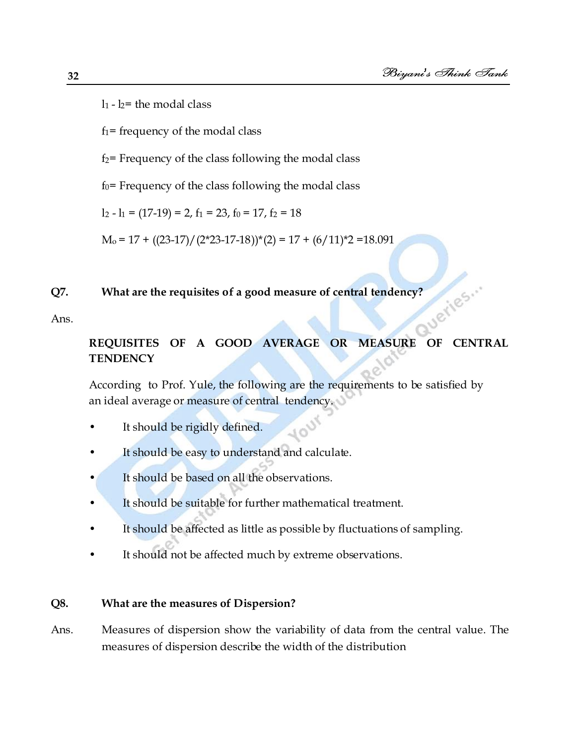$l_1$ - $l_2$= the modal class

$f_1$= frequency of the modal class

$f_2$= Frequency of the class following the modal class

$f_0$= Frequency of the class following the modal class

$l_2 - l_1$ = (17-19) = 2, $f_1$ = 23, $f_0$ = 17, $f_2$ = 18

$M_o$ = 17 + ((23-17)/(2*23-17-18))*(2) = 17 + (6/11)*2 =18.091

**Q7. What are the requisites of a good measure of central tendency?**

Ans.

**REQUISITES OF A GOOD AVERAGE OR MEASURE OF CENTRAL TENDENCY**

According to Prof. Yule, the following are the requirements to be satisfied by an ideal average or measure of central tendency.

- It should be rigidly defined.
- It should be easy to understand and calculate.
- It should be based on all the observations.
- It should be suitable for further mathematical treatment.
- It should be affected as little as possible by fluctuations of sampling.
- It should not be affected much by extreme observations.

**Q8. What are the measures of Dispersion?**

Ans. Measures of dispersion show the variability of data from the central value. The measures of dispersion describe the width of the distribution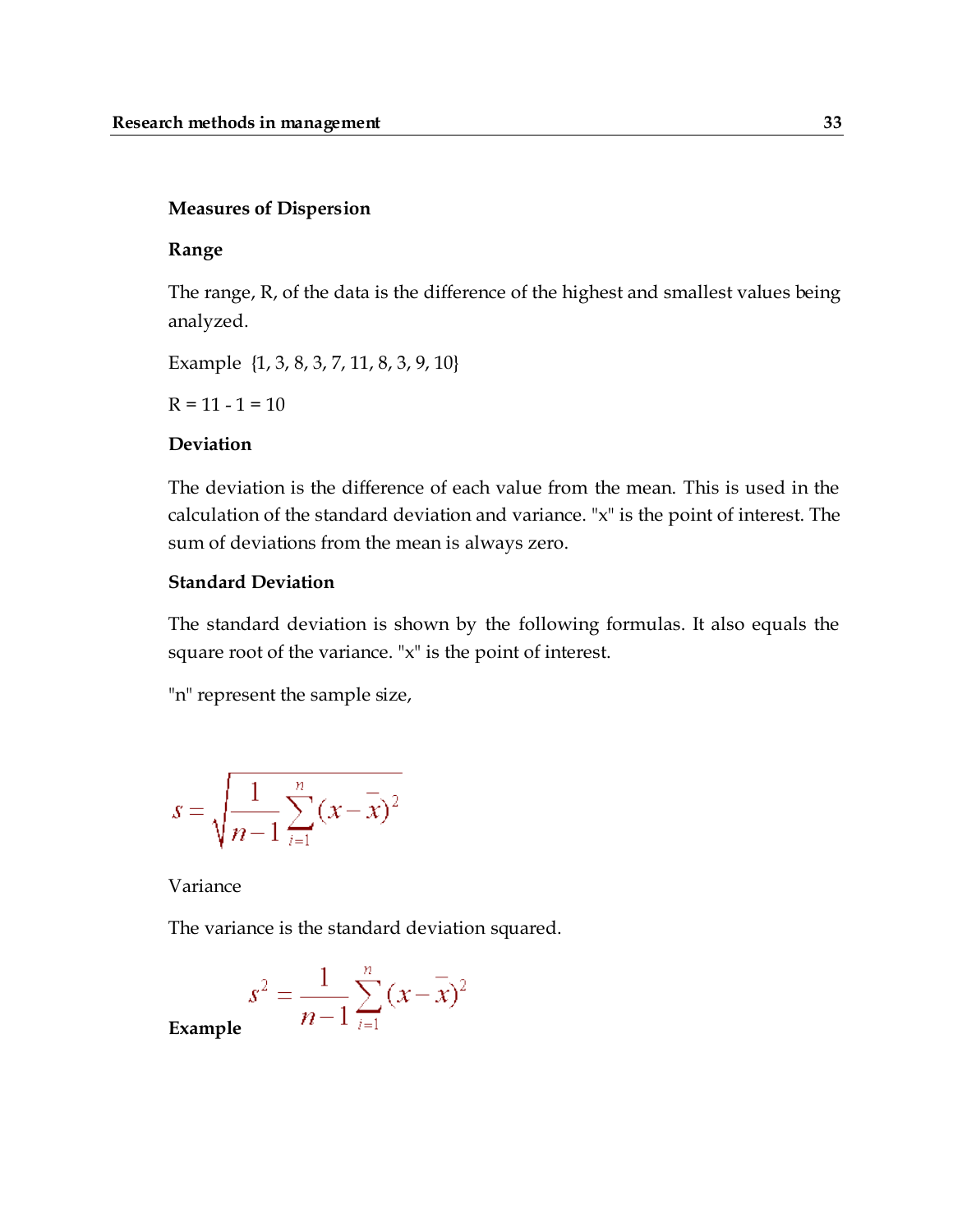### Measures of Dispersion

### Range

The range, R, of the data is the difference of the highest and smallest values being analyzed.

Example {1, 3, 8, 3, 7, 11, 8, 3, 9, 10}

R = 11 - 1 = 10

### Deviation

The deviation is the difference of each value from the mean. This is used in the calculation of the standard deviation and variance. "x" is the point of interest. The sum of deviations from the mean is always zero.

### Standard Deviation

The standard deviation is shown by the following formulas. It also equals the square root of the variance. "x" is the point of interest.

"n" represent the sample size,

$$s = \sqrt{\frac{1}{n-1}\sum_{i=1}^{n}(x-\bar{x})^2}$$

Variance

The variance is the standard deviation squared.

$$s^2 = \frac{1}{n-1}\sum_{i=1}^{n}(x-\bar{x})^2$$

**Example**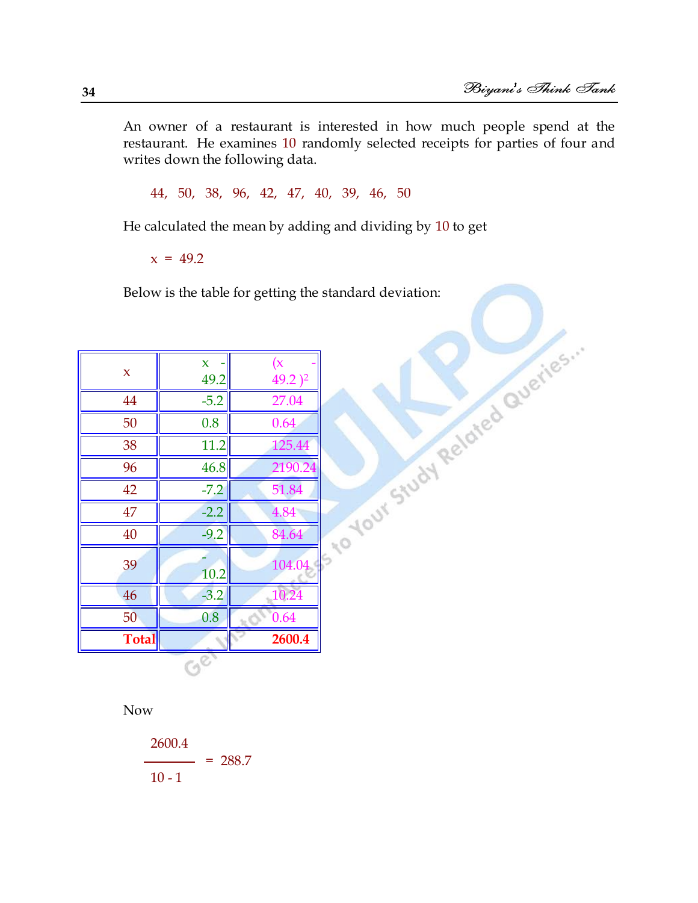An owner of a restaurant is interested in how much people spend at the restaurant. He examines 10 randomly selected receipts for parties of four and writes down the following data.

44, 50, 38, 96, 42, 47, 40, 39, 46, 50

He calculated the mean by adding and dividing by 10 to get

x = 49.2

Below is the table for getting the standard deviation:

| x | x - 49.2 | $(x - 49.2)^2$ |
|---|---|---|
| 44 | -5.2 | 27.04 |
| 50 | 0.8 | 0.64 |
| 38 | 11.2 | 125.44 |
| 96 | 46.8 | 2190.24 |
| 42 | -7.2 | 51.84 |
| 47 | -2.2 | 4.84 |
| 40 | -9.2 | 84.64 |
| 39 | -10.2 | 104.04 |
| 46 | -3.2 | 10.24 |
| 50 | 0.8 | 0.64 |
| **Total** | | **2600.4** |

Now

$$\frac{2600.4}{10 - 1} = 288.7$$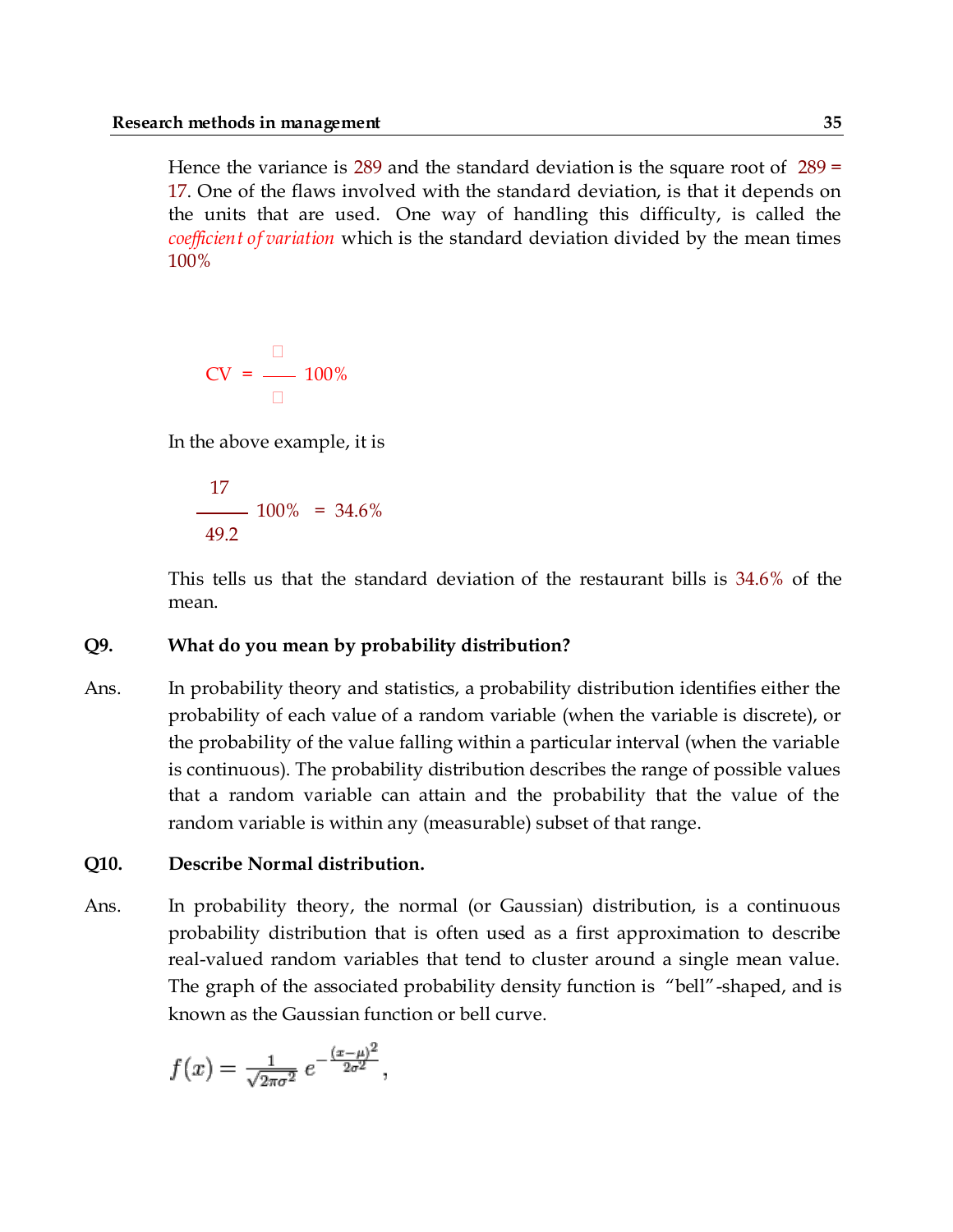Hence the variance is 289 and the standard deviation is the square root of 289 = 17. One of the flaws involved with the standard deviation, is that it depends on the units that are used. One way of handling this difficulty, is called the *coefficient of variation* which is the standard deviation divided by the mean times 100%

$$CV = \frac{\square}{\square} \; 100\%$$

In the above example, it is

$$\frac{17}{49.2} \; 100\% \;\; = \; 34.6\%$$

This tells us that the standard deviation of the restaurant bills is 34.6% of the mean.

**Q9. What do you mean by probability distribution?**

Ans. In probability theory and statistics, a probability distribution identifies either the probability of each value of a random variable (when the variable is discrete), or the probability of the value falling within a particular interval (when the variable is continuous). The probability distribution describes the range of possible values that a random variable can attain and the probability that the value of the random variable is within any (measurable) subset of that range.

**Q10. Describe Normal distribution.**

Ans. In probability theory, the normal (or Gaussian) distribution, is a continuous probability distribution that is often used as a first approximation to describe real-valued random variables that tend to cluster around a single mean value. The graph of the associated probability density function is "bell"-shaped, and is known as the Gaussian function or bell curve.

$$f(x) = \frac{1}{\sqrt{2\pi\sigma^2}} \, e^{-\frac{(x-\mu)^2}{2\sigma^2}},$$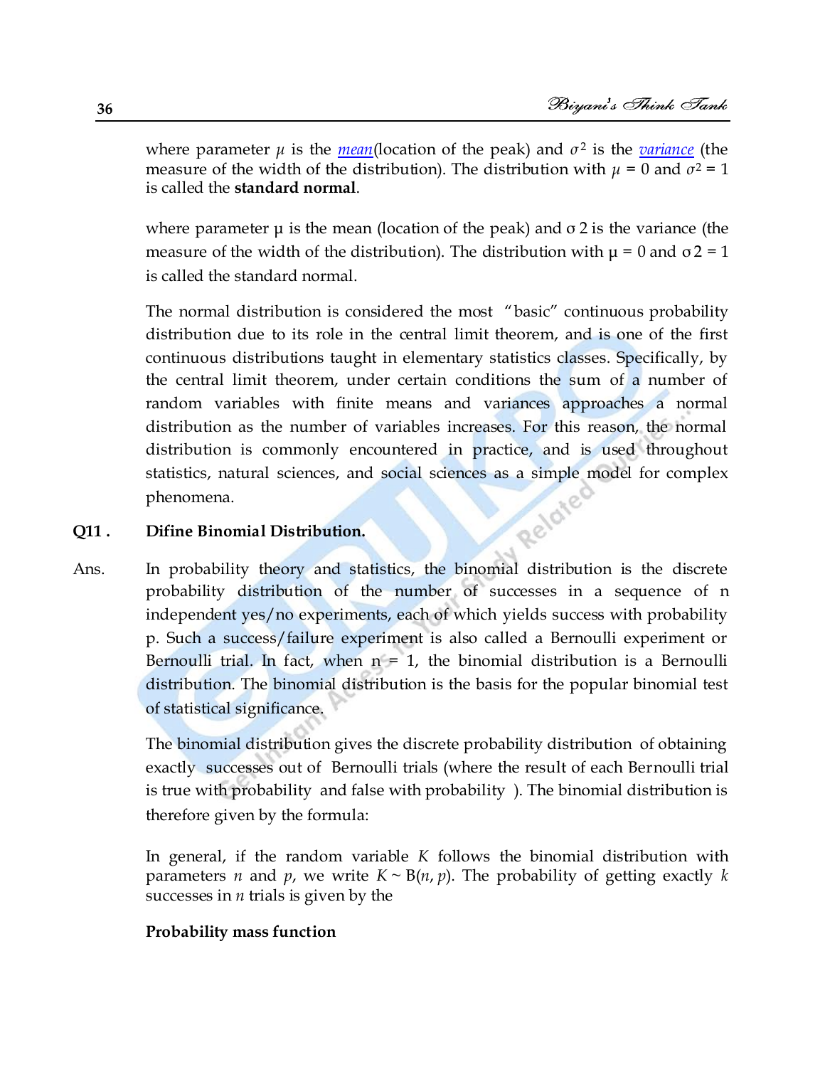where parameter $\mu$ is the *mean*(location of the peak) and $\sigma^2$ is the *variance* (the measure of the width of the distribution). The distribution with $\mu = 0$ and $\sigma^2 = 1$ is called the **standard normal**.

where parameter μ is the mean (location of the peak) and σ 2 is the variance (the measure of the width of the distribution). The distribution with μ = 0 and σ 2 = 1 is called the standard normal.

The normal distribution is considered the most "basic" continuous probability distribution due to its role in the central limit theorem, and is one of the first continuous distributions taught in elementary statistics classes. Specifically, by the central limit theorem, under certain conditions the sum of a number of random variables with finite means and variances approaches a normal distribution as the number of variables increases. For this reason, the normal distribution is commonly encountered in practice, and is used throughout statistics, natural sciences, and social sciences as a simple model for complex phenomena.

**Q11 . Difine Binomial Distribution.**

Ans. In probability theory and statistics, the binomial distribution is the discrete probability distribution of the number of successes in a sequence of n independent yes/no experiments, each of which yields success with probability p. Such a success/failure experiment is also called a Bernoulli experiment or Bernoulli trial. In fact, when n = 1, the binomial distribution is a Bernoulli distribution. The binomial distribution is the basis for the popular binomial test of statistical significance.

The binomial distribution gives the discrete probability distribution of obtaining exactly successes out of Bernoulli trials (where the result of each Bernoulli trial is true with probability and false with probability ). The binomial distribution is therefore given by the formula:

In general, if the random variable $K$ follows the binomial distribution with parameters $n$ and $p$, we write $K \sim B(n, p)$. The probability of getting exactly $k$ successes in $n$ trials is given by the

**Probability mass function**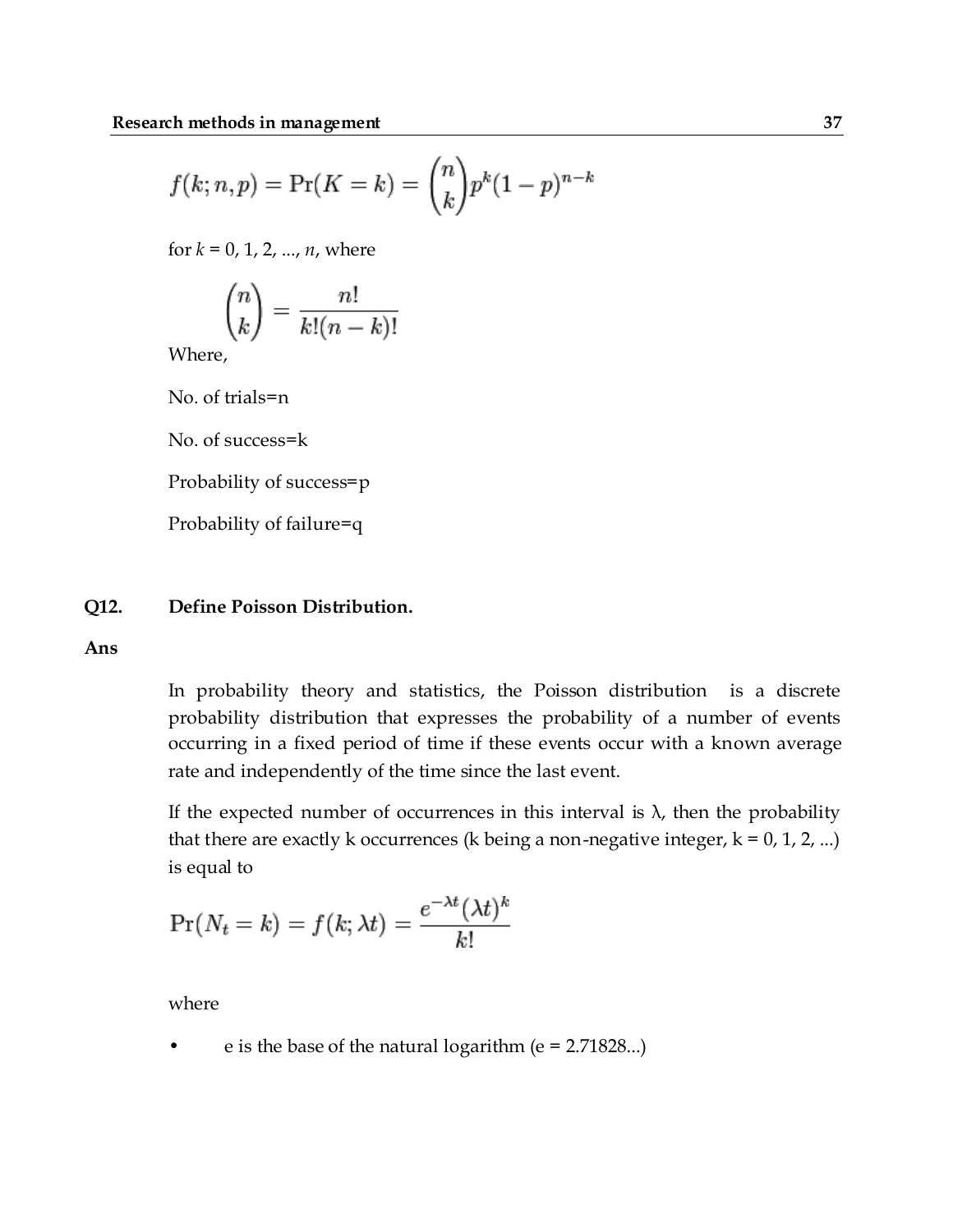$$f(k; n, p) = \Pr(K = k) = \binom{n}{k} p^k (1-p)^{n-k}$$

for $k = 0, 1, 2, ..., n$, where

$$\binom{n}{k} = \frac{n!}{k!(n-k)!}$$

Where,

No. of trials=n

No. of success=k

Probability of success=p

Probability of failure=q

**Q12. Define Poisson Distribution.**

**Ans**

In probability theory and statistics, the Poisson distribution is a discrete probability distribution that expresses the probability of a number of events occurring in a fixed period of time if these events occur with a known average rate and independently of the time since the last event.

If the expected number of occurrences in this interval is $\lambda$, then the probability that there are exactly k occurrences (k being a non-negative integer, $k = 0, 1, 2, ...$) is equal to

$$\Pr(N_t = k) = f(k; \lambda t) = \frac{e^{-\lambda t} (\lambda t)^k}{k!}$$

where

- e is the base of the natural logarithm (e = 2.71828...)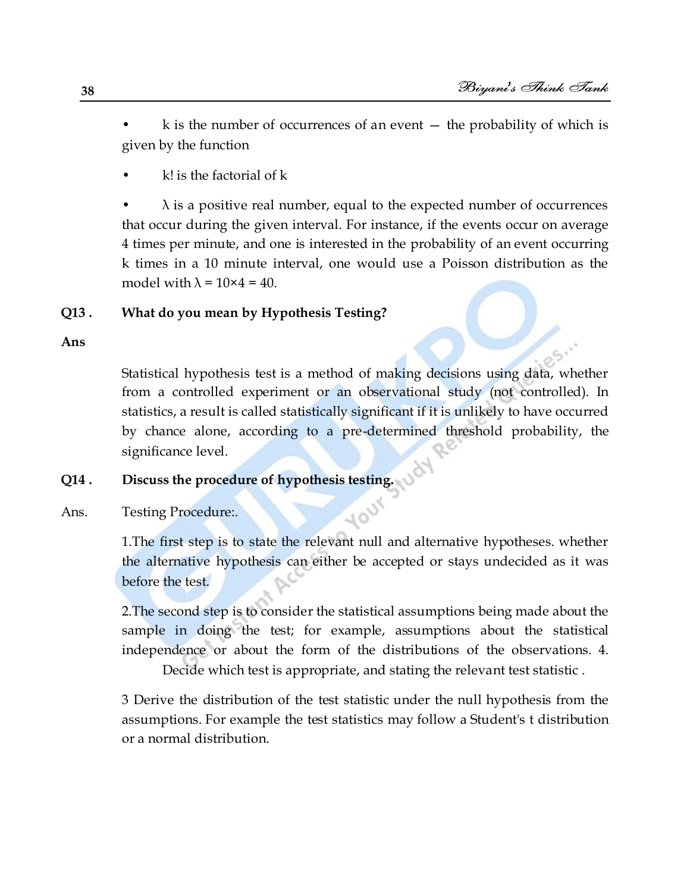- k is the number of occurrences of an event — the probability of which is given by the function
- k! is the factorial of k
- λ is a positive real number, equal to the expected number of occurrences that occur during the given interval. For instance, if the events occur on average 4 times per minute, and one is interested in the probability of an event occurring k times in a 10 minute interval, one would use a Poisson distribution as the model with $\lambda = 10 \times 4 = 40$.

**Q13 . What do you mean by Hypothesis Testing?**

**Ans**

Statistical hypothesis test is a method of making decisions using data, whether from a controlled experiment or an observational study (not controlled). In statistics, a result is called statistically significant if it is unlikely to have occurred by chance alone, according to a pre-determined threshold probability, the significance level.

**Q14 . Discuss the procedure of hypothesis testing.**

Ans. Testing Procedure:.

1.The first step is to state the relevant null and alternative hypotheses. whether the alternative hypothesis can either be accepted or stays undecided as it was before the test.

2.The second step is to consider the statistical assumptions being made about the sample in doing the test; for example, assumptions about the statistical independence or about the form of the distributions of the observations. 4. Decide which test is appropriate, and stating the relevant test statistic .

3 Derive the distribution of the test statistic under the null hypothesis from the assumptions. For example the test statistics may follow a Student's t distribution or a normal distribution.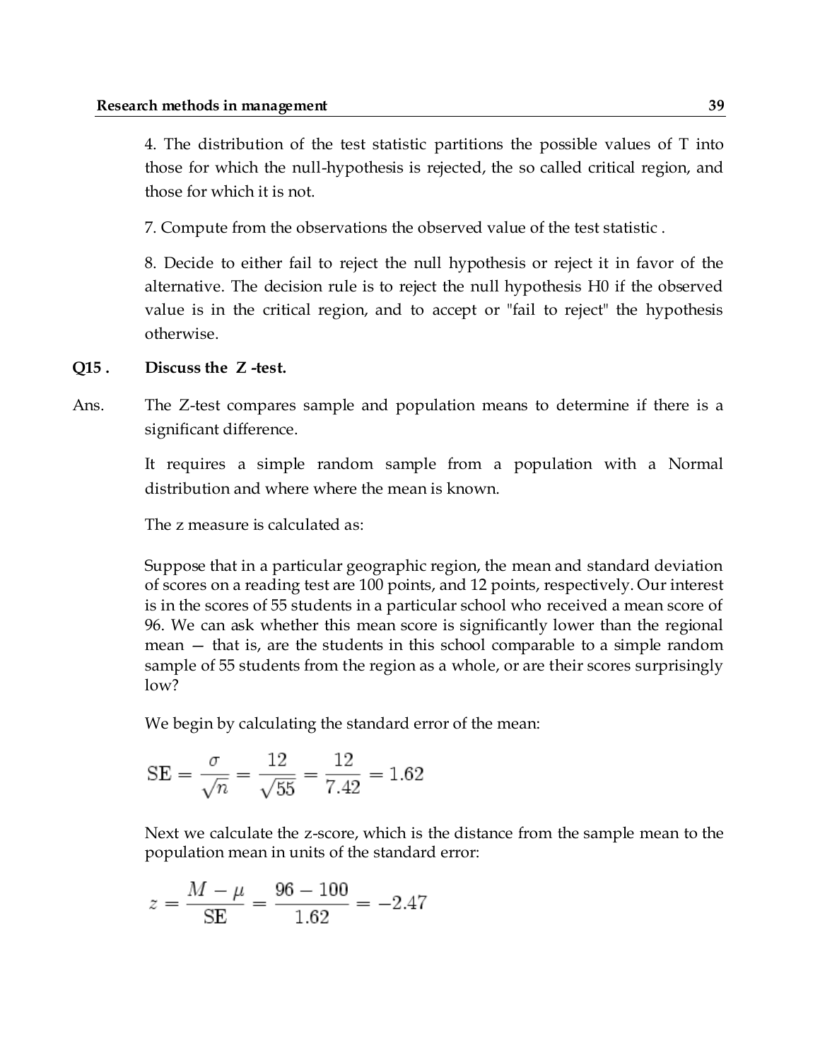4. The distribution of the test statistic partitions the possible values of T into those for which the null-hypothesis is rejected, the so called critical region, and those for which it is not.

7. Compute from the observations the observed value of the test statistic .

8. Decide to either fail to reject the null hypothesis or reject it in favor of the alternative. The decision rule is to reject the null hypothesis H0 if the observed value is in the critical region, and to accept or "fail to reject" the hypothesis otherwise.

**Q15 . Discuss the Z -test.**

Ans. The Z-test compares sample and population means to determine if there is a significant difference.

It requires a simple random sample from a population with a Normal distribution and where where the mean is known.

The z measure is calculated as:

Suppose that in a particular geographic region, the mean and standard deviation of scores on a reading test are 100 points, and 12 points, respectively. Our interest is in the scores of 55 students in a particular school who received a mean score of 96. We can ask whether this mean score is significantly lower than the regional mean — that is, are the students in this school comparable to a simple random sample of 55 students from the region as a whole, or are their scores surprisingly low?

We begin by calculating the standard error of the mean:

$$\mathrm{SE} = \frac{\sigma}{\sqrt{n}} = \frac{12}{\sqrt{55}} = \frac{12}{7.42} = 1.62$$

Next we calculate the z-score, which is the distance from the sample mean to the population mean in units of the standard error:

$$z = \frac{M - \mu}{\mathrm{SE}} = \frac{96 - 100}{1.62} = -2.47$$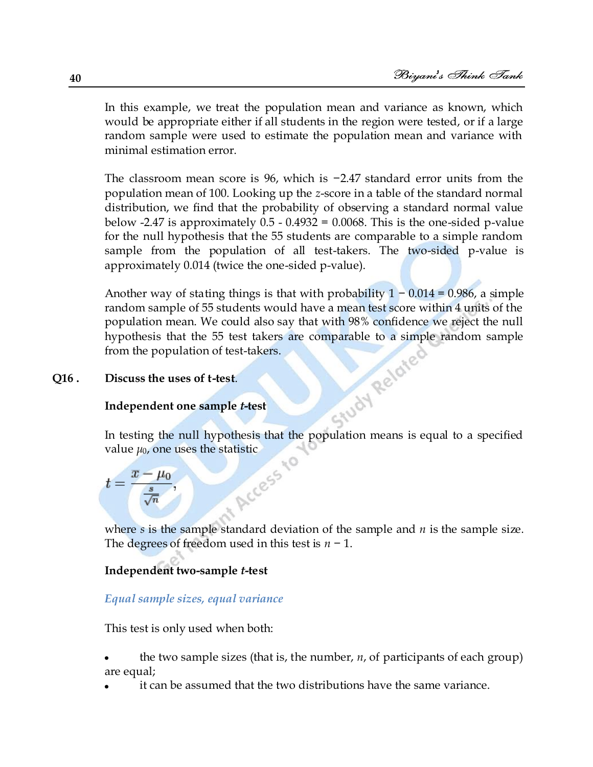In this example, we treat the population mean and variance as known, which would be appropriate either if all students in the region were tested, or if a large random sample were used to estimate the population mean and variance with minimal estimation error.

The classroom mean score is 96, which is −2.47 standard error units from the population mean of 100. Looking up the $z$-score in a table of the standard normal distribution, we find that the probability of observing a standard normal value below -2.47 is approximately 0.5 - 0.4932 = 0.0068. This is the one-sided p-value for the null hypothesis that the 55 students are comparable to a simple random sample from the population of all test-takers. The two-sided p-value is approximately 0.014 (twice the one-sided p-value).

Another way of stating things is that with probability 1 − 0.014 = 0.986, a simple random sample of 55 students would have a mean test score within 4 units of the population mean. We could also say that with 98% confidence we reject the null hypothesis that the 55 test takers are comparable to a simple random sample from the population of test-takers.

**Q16 . Discuss the uses of t-test.**

**Independent one sample *t*-test**

In testing the null hypothesis that the population means is equal to a specified value $\mu_0$, one uses the statistic

$$t = \frac{\overline{x} - \mu_0}{\frac{s}{\sqrt{n}}},$$

where $s$ is the sample standard deviation of the sample and $n$ is the sample size. The degrees of freedom used in this test is $n - 1$.

**Independent two-sample *t*-test**

*Equal sample sizes, equal variance*

This test is only used when both:

- the two sample sizes (that is, the number, $n$, of participants of each group) are equal;
- it can be assumed that the two distributions have the same variance.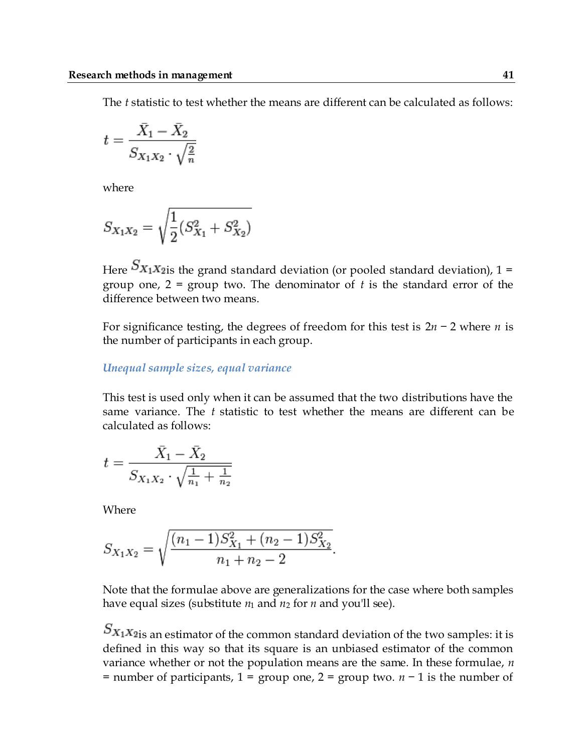The $t$ statistic to test whether the means are different can be calculated as follows:

$$t = \frac{\bar{X}_1 - \bar{X}_2}{S_{X_1X_2} \cdot \sqrt{\frac{2}{n}}}$$

where

$$S_{X_1X_2} = \sqrt{\frac{1}{2}(S_{X_1}^2 + S_{X_2}^2)}$$

Here $S_{X_1X_2}$ is the grand standard deviation (or pooled standard deviation), 1 = group one, 2 = group two. The denominator of $t$ is the standard error of the difference between two means.

For significance testing, the degrees of freedom for this test is $2n - 2$ where $n$ is the number of participants in each group.

### *Unequal sample sizes, equal variance*

This test is used only when it can be assumed that the two distributions have the same variance. The $t$ statistic to test whether the means are different can be calculated as follows:

$$t = \frac{\bar{X}_1 - \bar{X}_2}{S_{X_1X_2} \cdot \sqrt{\frac{1}{n_1} + \frac{1}{n_2}}}$$

Where

$$S_{X_1X_2} = \sqrt{\frac{(n_1 - 1)S_{X_1}^2 + (n_2 - 1)S_{X_2}^2}{n_1 + n_2 - 2}}.$$

Note that the formulae above are generalizations for the case where both samples have equal sizes (substitute $n_1$ and $n_2$ for $n$ and you'll see).

$S_{X_1X_2}$ is an estimator of the common standard deviation of the two samples: it is defined in this way so that its square is an unbiased estimator of the common variance whether or not the population means are the same. In these formulae, $n$ = number of participants, 1 = group one, 2 = group two. $n - 1$ is the number of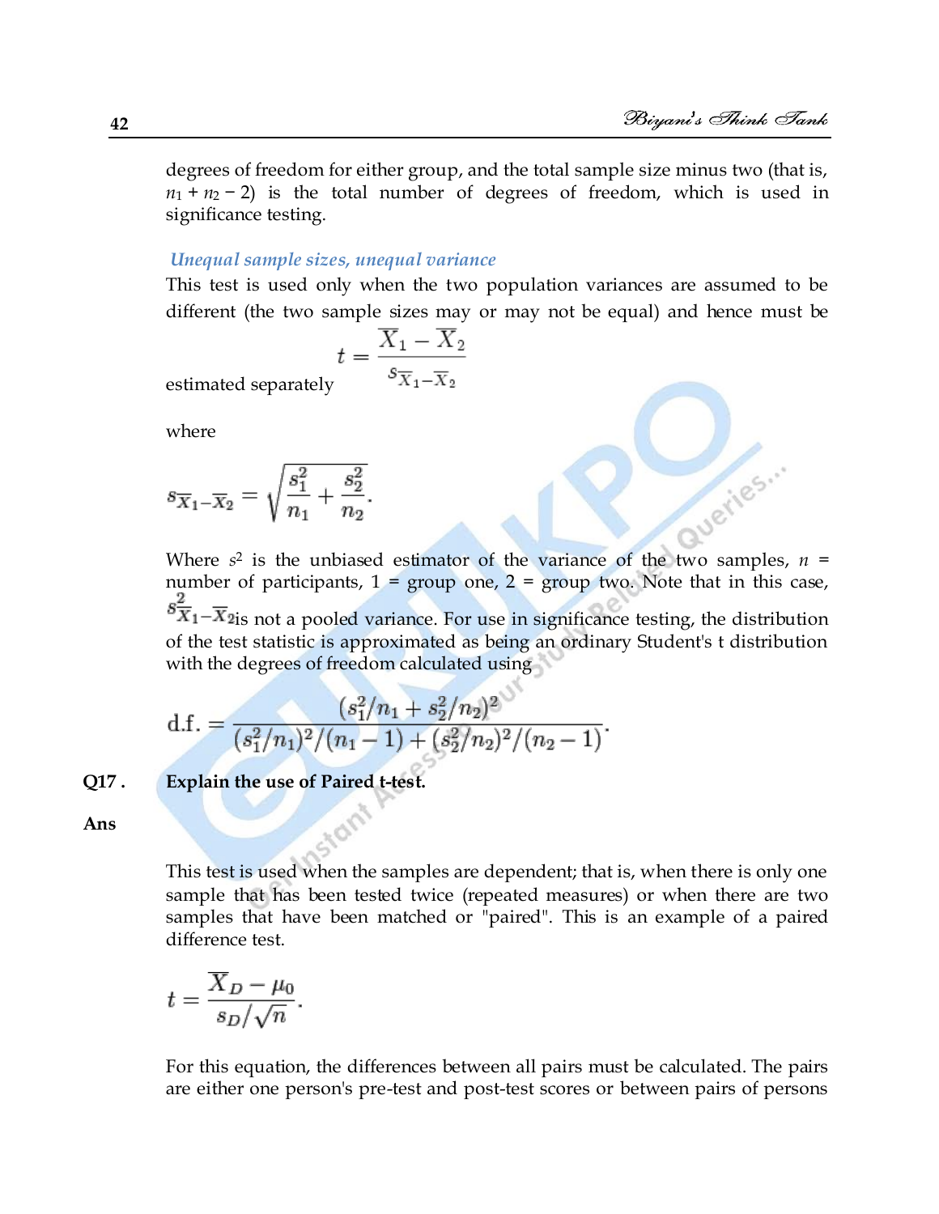degrees of freedom for either group, and the total sample size minus two (that is, $n_1 + n_2 - 2$) is the total number of degrees of freedom, which is used in significance testing.

### *Unequal sample sizes, unequal variance*

This test is used only when the two population variances are assumed to be different (the two sample sizes may or may not be equal) and hence must be estimated separately

$$t = \frac{\overline{X}_1 - \overline{X}_2}{s_{\overline{X}_1 - \overline{X}_2}}$$

where

$$s_{\overline{X}_1 - \overline{X}_2} = \sqrt{\frac{s_1^2}{n_1} + \frac{s_2^2}{n_2}}.$$

Where $s^2$ is the unbiased estimator of the variance of the two samples, $n$ = number of participants, 1 = group one, 2 = group two. Note that in this case, $s^2_{\overline{X}_1 - \overline{X}_2}$ is not a pooled variance. For use in significance testing, the distribution of the test statistic is approximated as being an ordinary Student's t distribution with the degrees of freedom calculated using

$$\text{d.f.} = \frac{(s_1^2/n_1 + s_2^2/n_2)^2}{(s_1^2/n_1)^2/(n_1 - 1) + (s_2^2/n_2)^2/(n_2 - 1)}.$$

**Q17 . Explain the use of Paired t-test.**

**Ans**

This test is used when the samples are dependent; that is, when there is only one sample that has been tested twice (repeated measures) or when there are two samples that have been matched or "paired". This is an example of a paired difference test.

$$t = \frac{\overline{X}_D - \mu_0}{s_D/\sqrt{n}}.$$

For this equation, the differences between all pairs must be calculated. The pairs are either one person's pre-test and post-test scores or between pairs of persons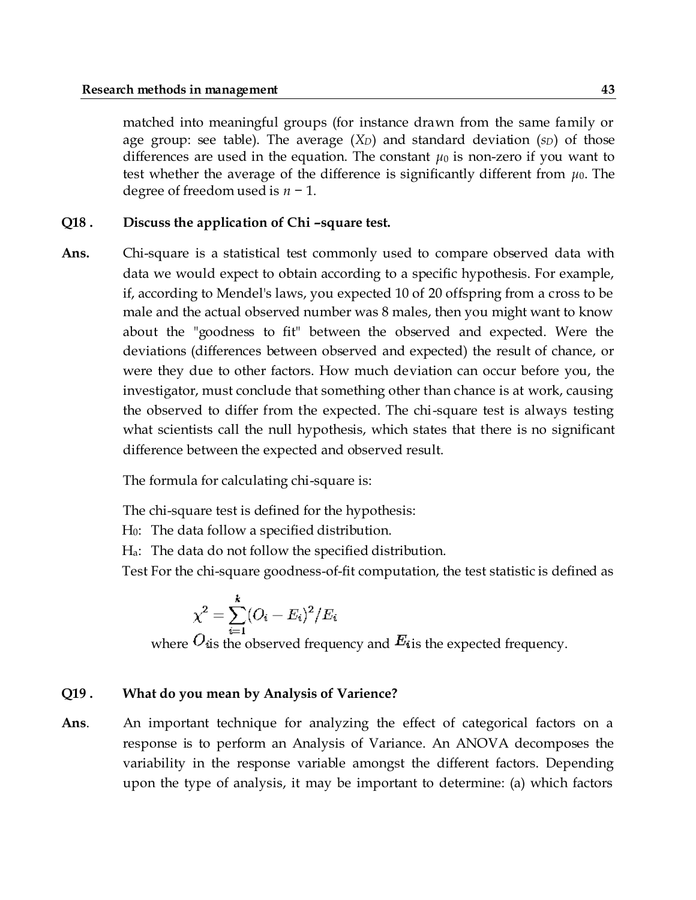matched into meaningful groups (for instance drawn from the same family or age group: see table). The average ($X_D$) and standard deviation ($s_D$) of those differences are used in the equation. The constant $\mu_0$ is non-zero if you want to test whether the average of the difference is significantly different from $\mu_0$. The degree of freedom used is $n - 1$.

**Q18 . Discuss the application of Chi –square test.**

**Ans.** Chi-square is a statistical test commonly used to compare observed data with data we would expect to obtain according to a specific hypothesis. For example, if, according to Mendel's laws, you expected 10 of 20 offspring from a cross to be male and the actual observed number was 8 males, then you might want to know about the "goodness to fit" between the observed and expected. Were the deviations (differences between observed and expected) the result of chance, or were they due to other factors. How much deviation can occur before you, the investigator, must conclude that something other than chance is at work, causing the observed to differ from the expected. The chi-square test is always testing what scientists call the null hypothesis, which states that there is no significant difference between the expected and observed result.

The formula for calculating chi-square is:

The chi-square test is defined for the hypothesis:
$H_0$: The data follow a specified distribution.
$H_a$: The data do not follow the specified distribution.
Test For the chi-square goodness-of-fit computation, the test statistic is defined as

$$\chi^2 = \sum_{i=1}^{k}(O_i - E_i)^2/E_i$$

where $O_i$ is the observed frequency and $E_i$ is the expected frequency.

**Q19 . What do you mean by Analysis of Varience?**

**Ans.** An important technique for analyzing the effect of categorical factors on a response is to perform an Analysis of Variance. An ANOVA decomposes the variability in the response variable amongst the different factors. Depending upon the type of analysis, it may be important to determine: (a) which factors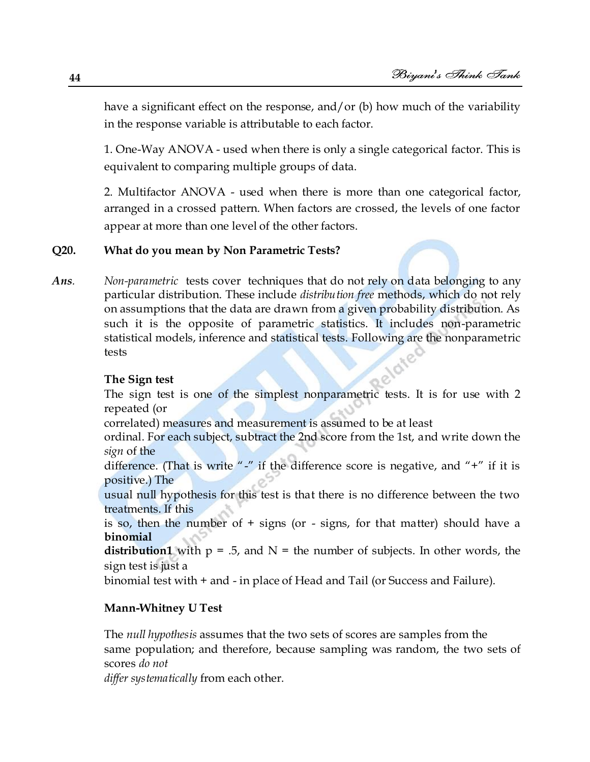have a significant effect on the response, and/or (b) how much of the variability in the response variable is attributable to each factor.

1. One-Way ANOVA - used when there is only a single categorical factor. This is equivalent to comparing multiple groups of data.

2. Multifactor ANOVA - used when there is more than one categorical factor, arranged in a crossed pattern. When factors are crossed, the levels of one factor appear at more than one level of the other factors.

**Q20. What do you mean by Non Parametric Tests?**

***Ans.*** *Non-parametric* tests cover techniques that do not rely on data belonging to any particular distribution. These include *distribution free* methods, which do not rely on assumptions that the data are drawn from a given probability distribution. As such it is the opposite of parametric statistics. It includes non-parametric statistical models, inference and statistical tests. Following are the nonparametric tests

**The Sign test**

The sign test is one of the simplest nonparametric tests. It is for use with 2 repeated (or correlated) measures and measurement is assumed to be at least ordinal. For each subject, subtract the 2nd score from the 1st, and write down the *sign* of the difference. (That is write "-" if the difference score is negative, and "+" if it is positive.) The usual null hypothesis for this test is that there is no difference between the two treatments. If this is so, then the number of + signs (or - signs, for that matter) should have a **binomial distribution1** with p = .5, and N = the number of subjects. In other words, the sign test is just a binomial test with + and - in place of Head and Tail (or Success and Failure).

**Mann-Whitney U Test**

The *null hypothesis* assumes that the two sets of scores are samples from the same population; and therefore, because sampling was random, the two sets of scores *do not differ systematically* from each other.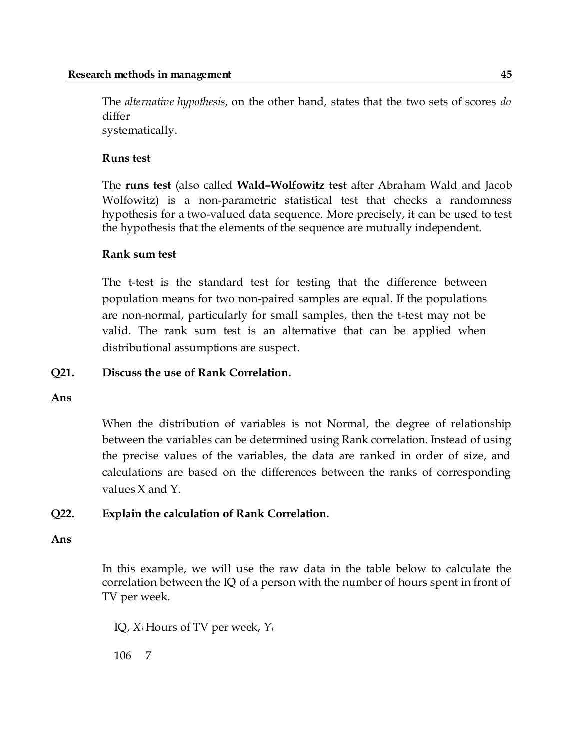The *alternative hypothesis*, on the other hand, states that the two sets of scores *do* differ
systematically.

**Runs test**

The **runs test** (also called **Wald–Wolfowitz test** after Abraham Wald and Jacob Wolfowitz) is a non-parametric statistical test that checks a randomness hypothesis for a two-valued data sequence. More precisely, it can be used to test the hypothesis that the elements of the sequence are mutually independent.

**Rank sum test**

The t-test is the standard test for testing that the difference between population means for two non-paired samples are equal. If the populations are non-normal, particularly for small samples, then the t-test may not be valid. The rank sum test is an alternative that can be applied when distributional assumptions are suspect.

**Q21. Discuss the use of Rank Correlation.**

**Ans**

When the distribution of variables is not Normal, the degree of relationship between the variables can be determined using Rank correlation. Instead of using the precise values of the variables, the data are ranked in order of size, and calculations are based on the differences between the ranks of corresponding values X and Y.

**Q22. Explain the calculation of Rank Correlation.**

**Ans**

In this example, we will use the raw data in the table below to calculate the correlation between the IQ of a person with the number of hours spent in front of TV per week.

| IQ, $X_i$ | Hours of TV per week, $Y_i$ |
|---|---|
| 106 | 7 |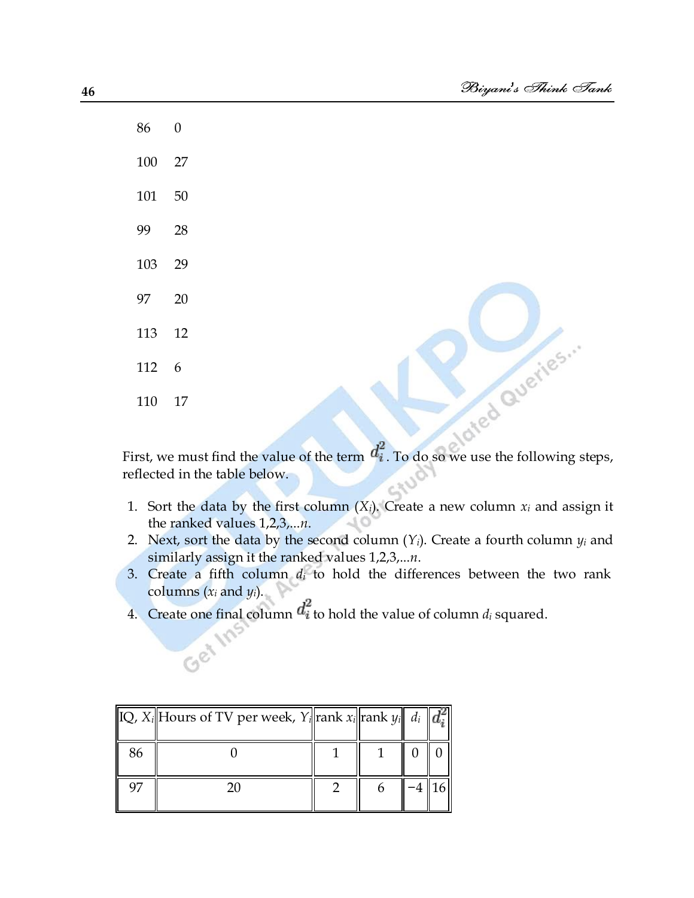86 0

100 27

101 50

99 28

103 29

97 20

113 12

112 6

110 17

First, we must find the value of the term $d_i^2$. To do so we use the following steps, reflected in the table below.

1. Sort the data by the first column ($X_i$). Create a new column $x_i$ and assign it the ranked values 1,2,3,...$n$.
2. Next, sort the data by the second column ($Y_i$). Create a fourth column $y_i$ and similarly assign it the ranked values 1,2,3,...$n$.
3. Create a fifth column $d_i$ to hold the differences between the two rank columns ($x_i$ and $y_i$).
4. Create one final column $d_i^2$ to hold the value of column $d_i$ squared.

| IQ, $X_i$ | Hours of TV per week, $Y_i$ | rank $x_i$ | rank $y_i$ | $d_i$ | $d_i^2$ |
|---|---|---|---|---|---|
| 86 | 0 | 1 | 1 | 0 | 0 |
| 97 | 20 | 2 | 6 | −4 | 16 |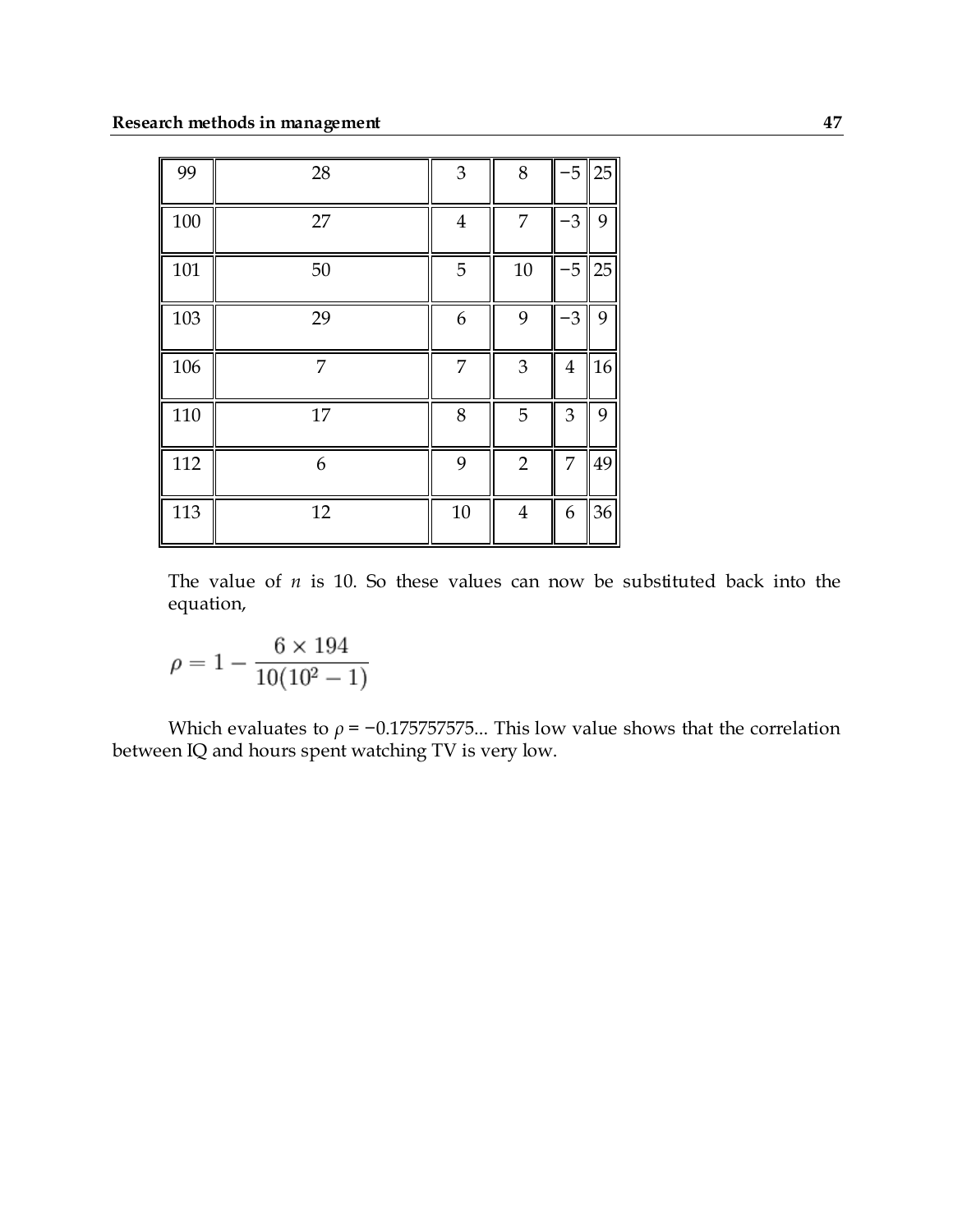| 99 | 28 | 3 | 8 | −5 | 25 |
|---|---|---|---|---|---|
| 100 | 27 | 4 | 7 | −3 | 9 |
| 101 | 50 | 5 | 10 | −5 | 25 |
| 103 | 29 | 6 | 9 | −3 | 9 |
| 106 | 7 | 7 | 3 | 4 | 16 |
| 110 | 17 | 8 | 5 | 3 | 9 |
| 112 | 6 | 9 | 2 | 7 | 49 |
| 113 | 12 | 10 | 4 | 6 | 36 |

The value of $n$ is 10. So these values can now be substituted back into the equation,

$$\rho = 1 - \frac{6 \times 194}{10(10^2 - 1)}$$

Which evaluates to $\rho = -0.175757575...$ This low value shows that the correlation between IQ and hours spent watching TV is very low.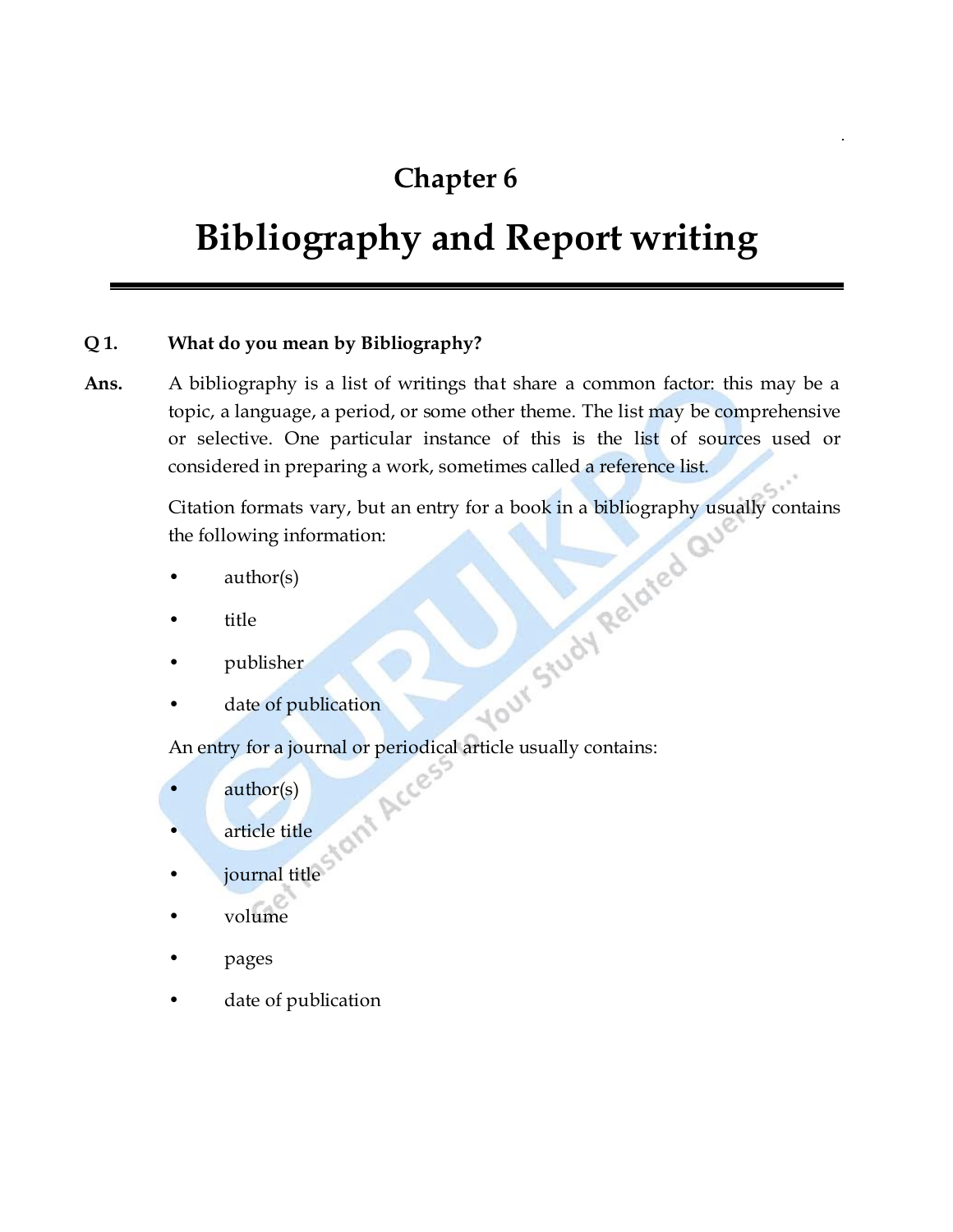# Chapter 6

# Bibliography and Report writing

**Q 1. What do you mean by Bibliography?**

**Ans.** A bibliography is a list of writings that share a common factor: this may be a topic, a language, a period, or some other theme. The list may be comprehensive or selective. One particular instance of this is the list of sources used or considered in preparing a work, sometimes called a reference list.

Citation formats vary, but an entry for a book in a bibliography usually contains the following information:

- author(s)
- title
- publisher
- date of publication

An entry for a journal or periodical article usually contains:

- author(s)
- article title
- journal title
- volume
- pages
- date of publication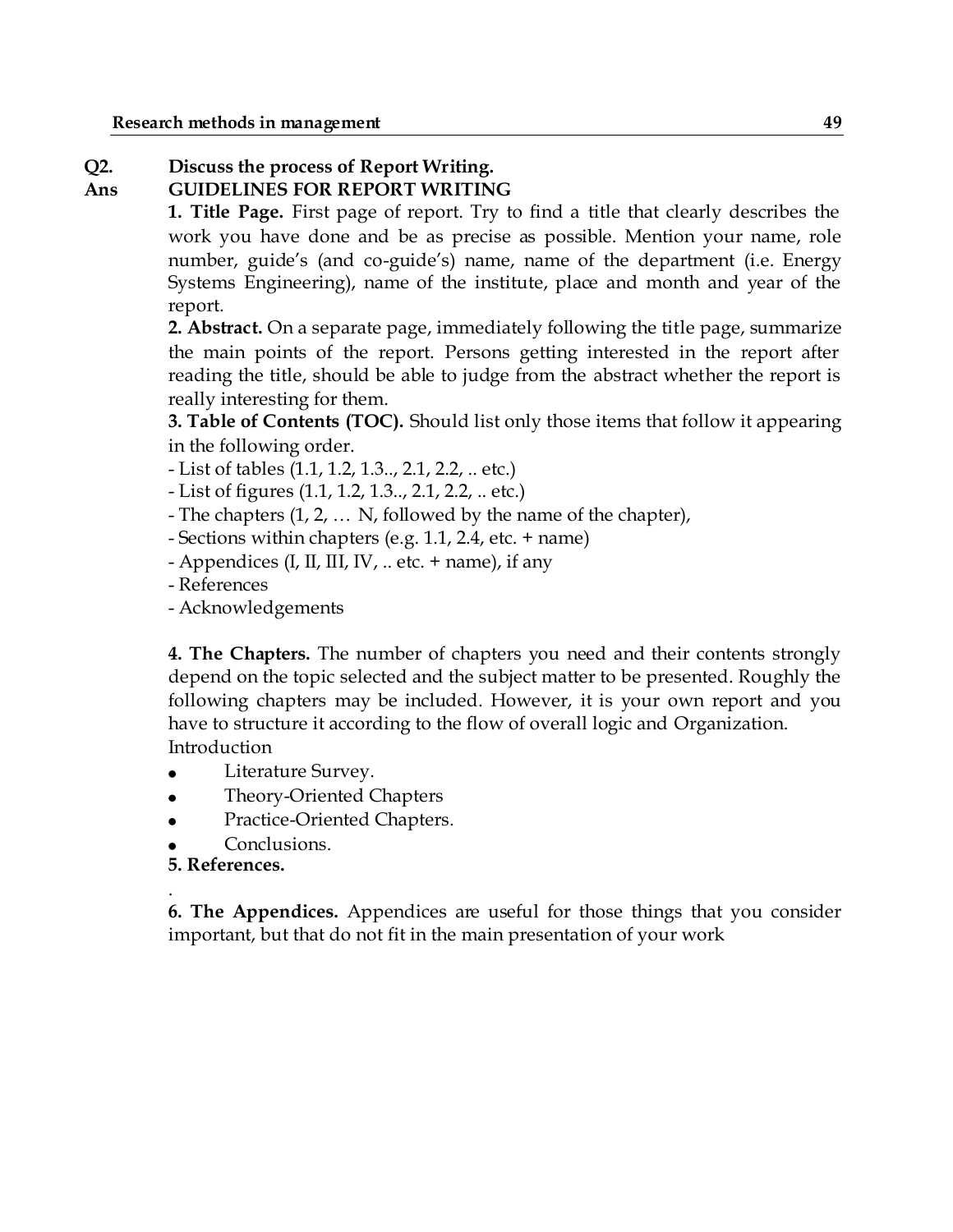**Q2. Discuss the process of Report Writing.**

**Ans GUIDELINES FOR REPORT WRITING**

**1. Title Page.** First page of report. Try to find a title that clearly describes the work you have done and be as precise as possible. Mention your name, role number, guide's (and co-guide's) name, name of the department (i.e. Energy Systems Engineering), name of the institute, place and month and year of the report.

**2. Abstract.** On a separate page, immediately following the title page, summarize the main points of the report. Persons getting interested in the report after reading the title, should be able to judge from the abstract whether the report is really interesting for them.

**3. Table of Contents (TOC).** Should list only those items that follow it appearing in the following order.

- List of tables (1.1, 1.2, 1.3.., 2.1, 2.2, .. etc.)
- List of figures (1.1, 1.2, 1.3.., 2.1, 2.2, .. etc.)
- The chapters (1, 2, … N, followed by the name of the chapter),
- Sections within chapters (e.g. 1.1, 2.4, etc. + name)
- Appendices (I, II, III, IV, .. etc. + name), if any
- References
- Acknowledgements

**4. The Chapters.** The number of chapters you need and their contents strongly depend on the topic selected and the subject matter to be presented. Roughly the following chapters may be included. However, it is your own report and you have to structure it according to the flow of overall logic and Organization.

Introduction

- Literature Survey.
- Theory-Oriented Chapters
- Practice-Oriented Chapters.
- Conclusions.

**5. References.**

.

**6. The Appendices.** Appendices are useful for those things that you consider important, but that do not fit in the main presentation of your work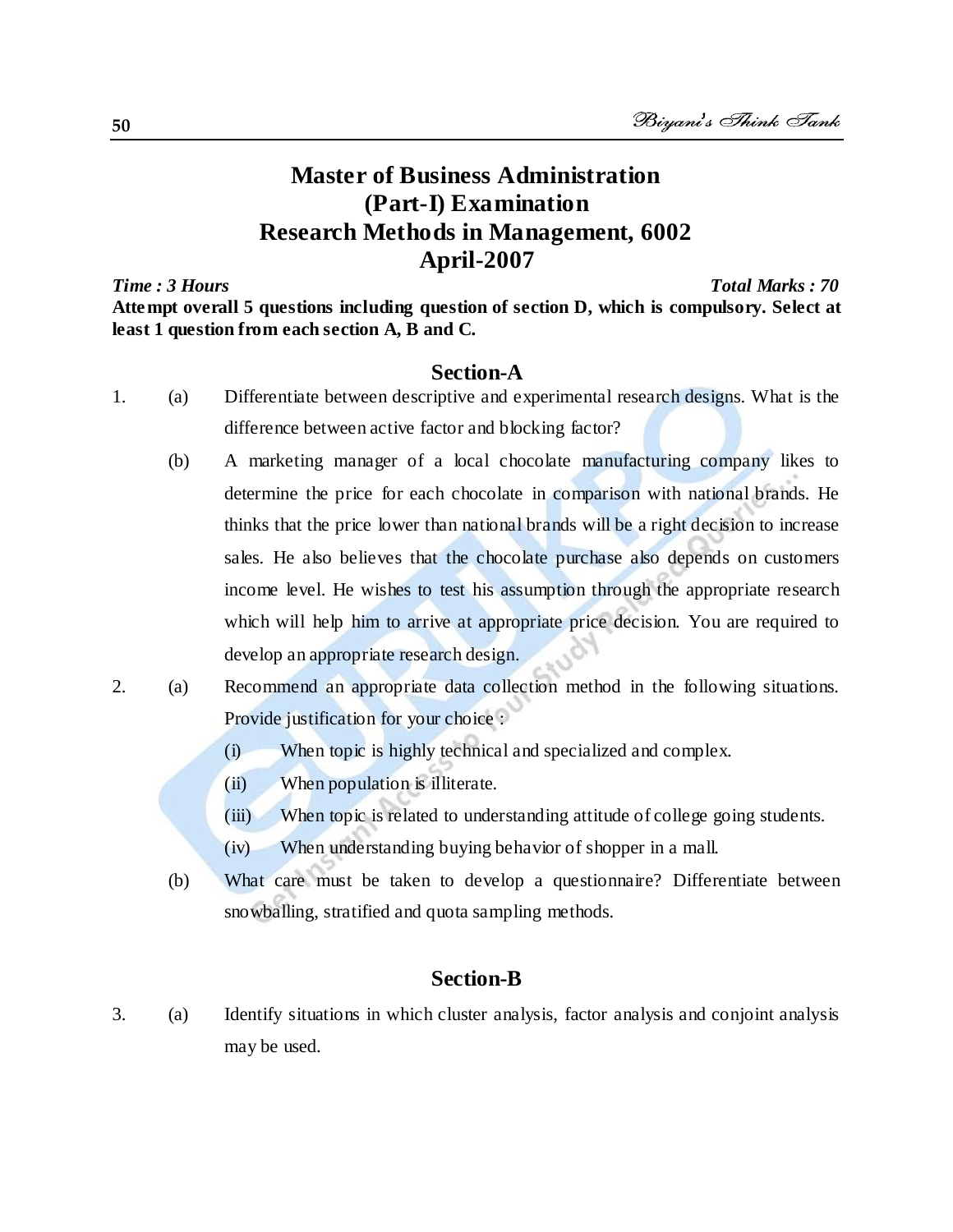# Master of Business Administration
# (Part-I) Examination
# Research Methods in Management, 6002
# April-2007

***Time : 3 Hours*** ***Total Marks : 70***

**Attempt overall 5 questions including question of section D, which is compulsory. Select at least 1 question from each section A, B and C.**

## Section-A

1. (a) Differentiate between descriptive and experimental research designs. What is the difference between active factor and blocking factor?

   (b) A marketing manager of a local chocolate manufacturing company likes to determine the price for each chocolate in comparison with national brands. He thinks that the price lower than national brands will be a right decision to increase sales. He also believes that the chocolate purchase also depends on customers income level. He wishes to test his assumption through the appropriate research which will help him to arrive at appropriate price decision. You are required to develop an appropriate research design.

2. (a) Recommend an appropriate data collection method in the following situations. Provide justification for your choice :

   (i) When topic is highly technical and specialized and complex.

   (ii) When population is illiterate.

   (iii) When topic is related to understanding attitude of college going students.

   (iv) When understanding buying behavior of shopper in a mall.

   (b) What care must be taken to develop a questionnaire? Differentiate between snowballing, stratified and quota sampling methods.

## Section-B

3. (a) Identify situations in which cluster analysis, factor analysis and conjoint analysis may be used.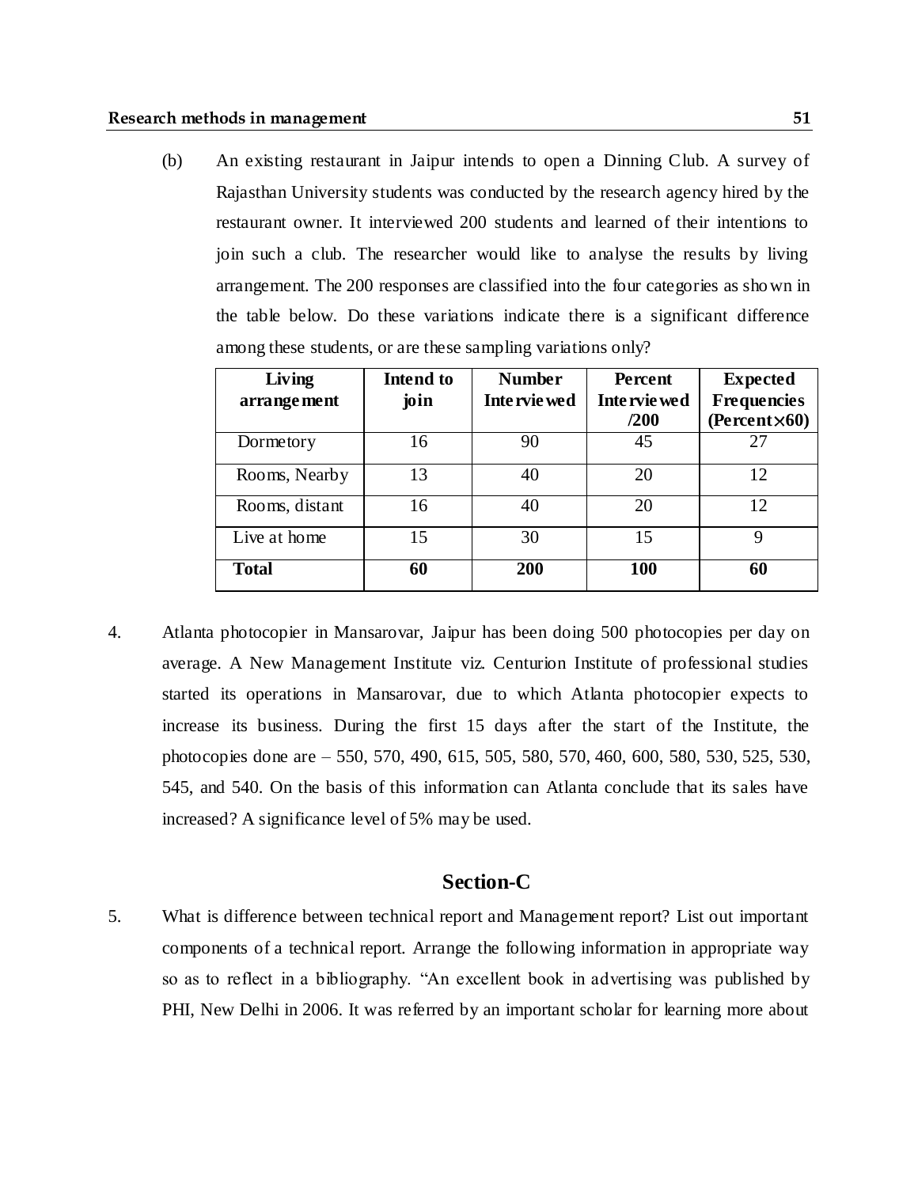(b) An existing restaurant in Jaipur intends to open a Dinning Club. A survey of Rajasthan University students was conducted by the research agency hired by the restaurant owner. It interviewed 200 students and learned of their intentions to join such a club. The researcher would like to analyse the results by living arrangement. The 200 responses are classified into the four categories as shown in the table below. Do these variations indicate there is a significant difference among these students, or are these sampling variations only?

| Living arrangement | Intend to join | Number Interviewed | Percent Interviewed /200 | Expected Frequencies (Percent $\times$60) |
|---|---|---|---|---|
| Dormetory | 16 | 90 | 45 | 27 |
| Rooms, Nearby | 13 | 40 | 20 | 12 |
| Rooms, distant | 16 | 40 | 20 | 12 |
| Live at home | 15 | 30 | 15 | 9 |
| **Total** | **60** | **200** | **100** | **60** |

4. Atlanta photocopier in Mansarovar, Jaipur has been doing 500 photocopies per day on average. A New Management Institute viz. Centurion Institute of professional studies started its operations in Mansarovar, due to which Atlanta photocopier expects to increase its business. During the first 15 days after the start of the Institute, the photocopies done are – 550, 570, 490, 615, 505, 580, 570, 460, 600, 580, 530, 525, 530, 545, and 540. On the basis of this information can Atlanta conclude that its sales have increased? A significance level of 5% may be used.

## Section-C

5. What is difference between technical report and Management report? List out important components of a technical report. Arrange the following information in appropriate way so as to reflect in a bibliography. "An excellent book in advertising was published by PHI, New Delhi in 2006. It was referred by an important scholar for learning more about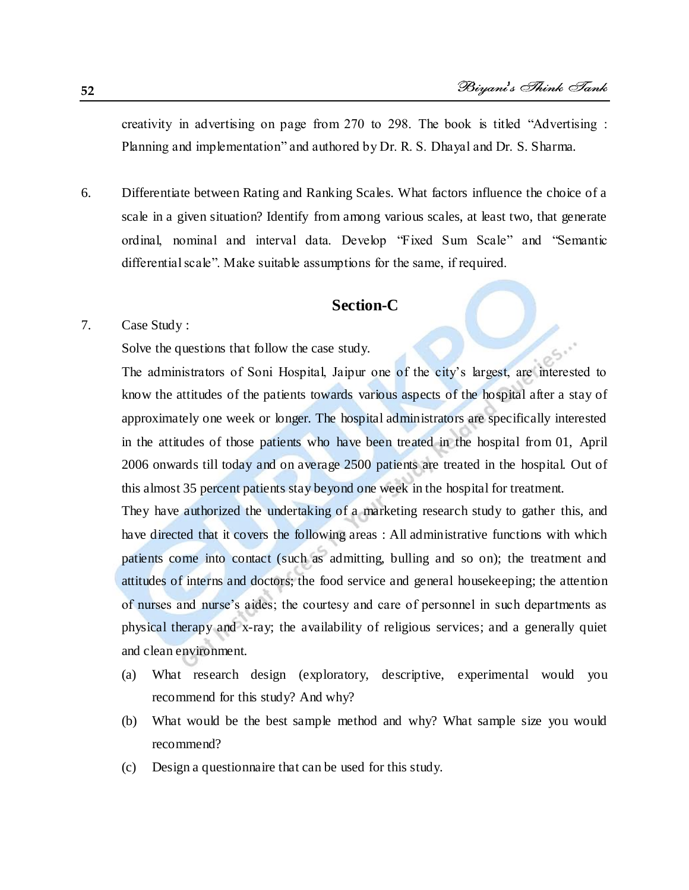creativity in advertising on page from 270 to 298. The book is titled "Advertising : Planning and implementation" and authored by Dr. R. S. Dhayal and Dr. S. Sharma.

6. Differentiate between Rating and Ranking Scales. What factors influence the choice of a scale in a given situation? Identify from among various scales, at least two, that generate ordinal, nominal and interval data. Develop "Fixed Sum Scale" and "Semantic differential scale". Make suitable assumptions for the same, if required.

## Section-C

7. Case Study :

   Solve the questions that follow the case study.

   The administrators of Soni Hospital, Jaipur one of the city's largest, are interested to know the attitudes of the patients towards various aspects of the hospital after a stay of approximately one week or longer. The hospital administrators are specifically interested in the attitudes of those patients who have been treated in the hospital from 01, April 2006 onwards till today and on average 2500 patients are treated in the hospital. Out of this almost 35 percent patients stay beyond one week in the hospital for treatment.

   They have authorized the undertaking of a marketing research study to gather this, and have directed that it covers the following areas : All administrative functions with which patients come into contact (such as admitting, bulling and so on); the treatment and attitudes of interns and doctors; the food service and general housekeeping; the attention of nurses and nurse's aides; the courtesy and care of personnel in such departments as physical therapy and x-ray; the availability of religious services; and a generally quiet and clean environment.

   (a) What research design (exploratory, descriptive, experimental would you recommend for this study? And why?

   (b) What would be the best sample method and why? What sample size you would recommend?

   (c) Design a questionnaire that can be used for this study.